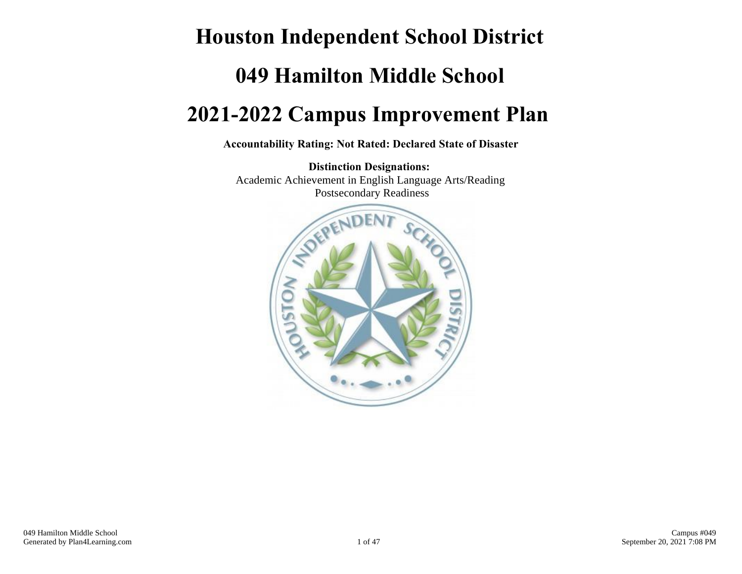# Houston Independent School District

# 049 Hamilton Middle School

# 2021-2022 Campus Improvement Plan

**Accountability Rating: Not Rated: Declared State of Disaster**

**Distinction Designations:**

Academic Achievement in English Language Arts/Reading

Postsecondary Readiness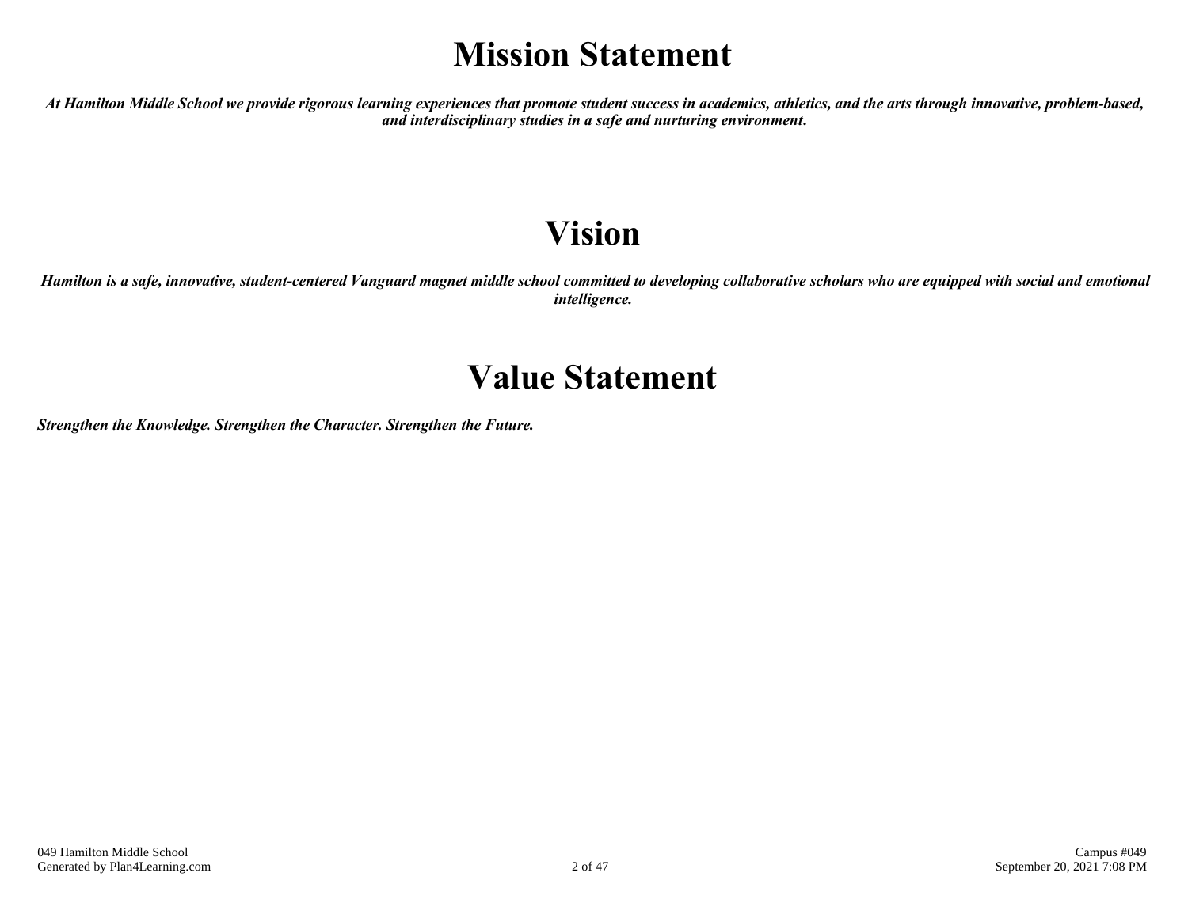# Mission Statement

***At Hamilton Middle School we provide rigorous learning experiences that promote student success in academics, athletics, and the arts through innovative, problem-based, and interdisciplinary studies in a safe and nurturing environment.***

# Vision

***Hamilton is a safe, innovative, student-centered Vanguard magnet middle school committed to developing collaborative scholars who are equipped with social and emotional intelligence.***

# Value Statement

***Strengthen the Knowledge. Strengthen the Character. Strengthen the Future.***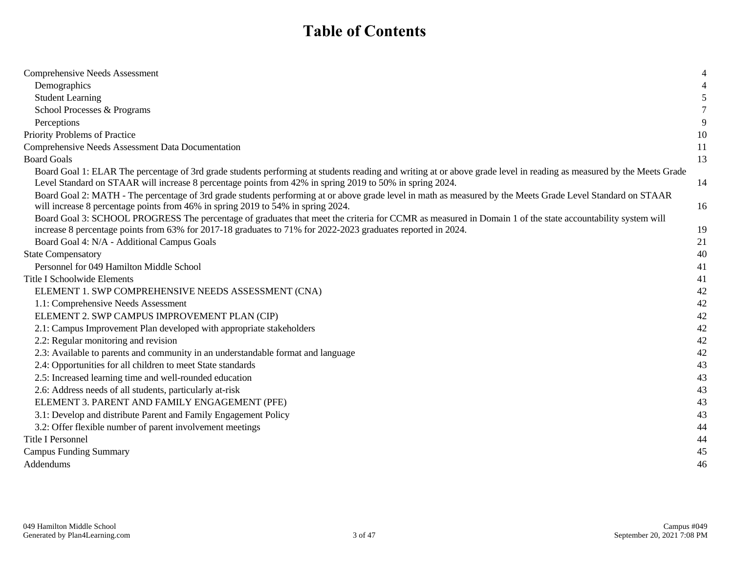# Table of Contents

| | |
|---|---|
| Comprehensive Needs Assessment | 4 |
| Demographics | 4 |
| Student Learning | 5 |
| School Processes & Programs | 7 |
| Perceptions | 9 |
| Priority Problems of Practice | 10 |
| Comprehensive Needs Assessment Data Documentation | 11 |
| Board Goals | 13 |
| Board Goal 1: ELAR The percentage of 3rd grade students performing at students reading and writing at or above grade level in reading as measured by the Meets Grade Level Standard on STAAR will increase 8 percentage points from 42% in spring 2019 to 50% in spring 2024. | 14 |
| Board Goal 2: MATH - The percentage of 3rd grade students performing at or above grade level in math as measured by the Meets Grade Level Standard on STAAR will increase 8 percentage points from 46% in spring 2019 to 54% in spring 2024. | 16 |
| Board Goal 3: SCHOOL PROGRESS The percentage of graduates that meet the criteria for CCMR as measured in Domain 1 of the state accountability system will increase 8 percentage points from 63% for 2017-18 graduates to 71% for 2022-2023 graduates reported in 2024. | 19 |
| Board Goal 4: N/A - Additional Campus Goals | 21 |
| State Compensatory | 40 |
| Personnel for 049 Hamilton Middle School | 41 |
| Title I Schoolwide Elements | 41 |
| ELEMENT 1. SWP COMPREHENSIVE NEEDS ASSESSMENT (CNA) | 42 |
| 1.1: Comprehensive Needs Assessment | 42 |
| ELEMENT 2. SWP CAMPUS IMPROVEMENT PLAN (CIP) | 42 |
| 2.1: Campus Improvement Plan developed with appropriate stakeholders | 42 |
| 2.2: Regular monitoring and revision | 42 |
| 2.3: Available to parents and community in an understandable format and language | 42 |
| 2.4: Opportunities for all children to meet State standards | 43 |
| 2.5: Increased learning time and well-rounded education | 43 |
| 2.6: Address needs of all students, particularly at-risk | 43 |
| ELEMENT 3. PARENT AND FAMILY ENGAGEMENT (PFE) | 43 |
| 3.1: Develop and distribute Parent and Family Engagement Policy | 43 |
| 3.2: Offer flexible number of parent involvement meetings | 44 |
| Title I Personnel | 44 |
| Campus Funding Summary | 45 |
| Addendums | 46 |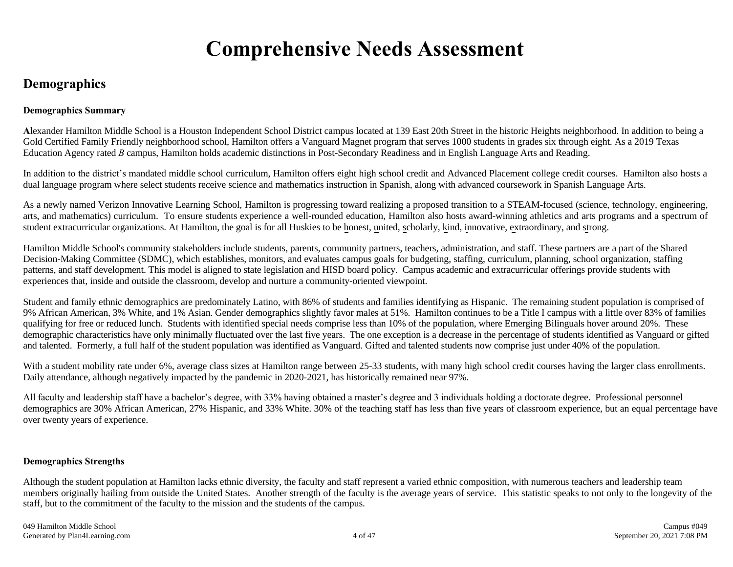# Comprehensive Needs Assessment

## Demographics

**Demographics Summary**

Alexander Hamilton Middle School is a Houston Independent School District campus located at 139 East 20th Street in the historic Heights neighborhood. In addition to being a Gold Certified Family Friendly neighborhood school, Hamilton offers a Vanguard Magnet program that serves 1000 students in grades six through eight. As a 2019 Texas Education Agency rated *B* campus, Hamilton holds academic distinctions in Post-Secondary Readiness and in English Language Arts and Reading.

In addition to the district's mandated middle school curriculum, Hamilton offers eight high school credit and Advanced Placement college credit courses. Hamilton also hosts a dual language program where select students receive science and mathematics instruction in Spanish, along with advanced coursework in Spanish Language Arts.

As a newly named Verizon Innovative Learning School, Hamilton is progressing toward realizing a proposed transition to a STEAM-focused (science, technology, engineering, arts, and mathematics) curriculum. To ensure students experience a well-rounded education, Hamilton also hosts award-winning athletics and arts programs and a spectrum of student extracurricular organizations. At Hamilton, the goal is for all Huskies to be honest, united, scholarly, kind, innovative, extraordinary, and strong.

Hamilton Middle School's community stakeholders include students, parents, community partners, teachers, administration, and staff. These partners are a part of the Shared Decision-Making Committee (SDMC), which establishes, monitors, and evaluates campus goals for budgeting, staffing, curriculum, planning, school organization, staffing patterns, and staff development. This model is aligned to state legislation and HISD board policy. Campus academic and extracurricular offerings provide students with experiences that, inside and outside the classroom, develop and nurture a community-oriented viewpoint.

Student and family ethnic demographics are predominately Latino, with 86% of students and families identifying as Hispanic. The remaining student population is comprised of 9% African American, 3% White, and 1% Asian. Gender demographics slightly favor males at 51%. Hamilton continues to be a Title I campus with a little over 83% of families qualifying for free or reduced lunch. Students with identified special needs comprise less than 10% of the population, where Emerging Bilinguals hover around 20%. These demographic characteristics have only minimally fluctuated over the last five years. The one exception is a decrease in the percentage of students identified as Vanguard or gifted and talented. Formerly, a full half of the student population was identified as Vanguard. Gifted and talented students now comprise just under 40% of the population.

With a student mobility rate under 6%, average class sizes at Hamilton range between 25-33 students, with many high school credit courses having the larger class enrollments. Daily attendance, although negatively impacted by the pandemic in 2020-2021, has historically remained near 97%.

All faculty and leadership staff have a bachelor's degree, with 33% having obtained a master's degree and 3 individuals holding a doctorate degree. Professional personnel demographics are 30% African American, 27% Hispanic, and 33% White. 30% of the teaching staff has less than five years of classroom experience, but an equal percentage have over twenty years of experience.

**Demographics Strengths**

Although the student population at Hamilton lacks ethnic diversity, the faculty and staff represent a varied ethnic composition, with numerous teachers and leadership team members originally hailing from outside the United States. Another strength of the faculty is the average years of service. This statistic speaks to not only to the longevity of the staff, but to the commitment of the faculty to the mission and the students of the campus.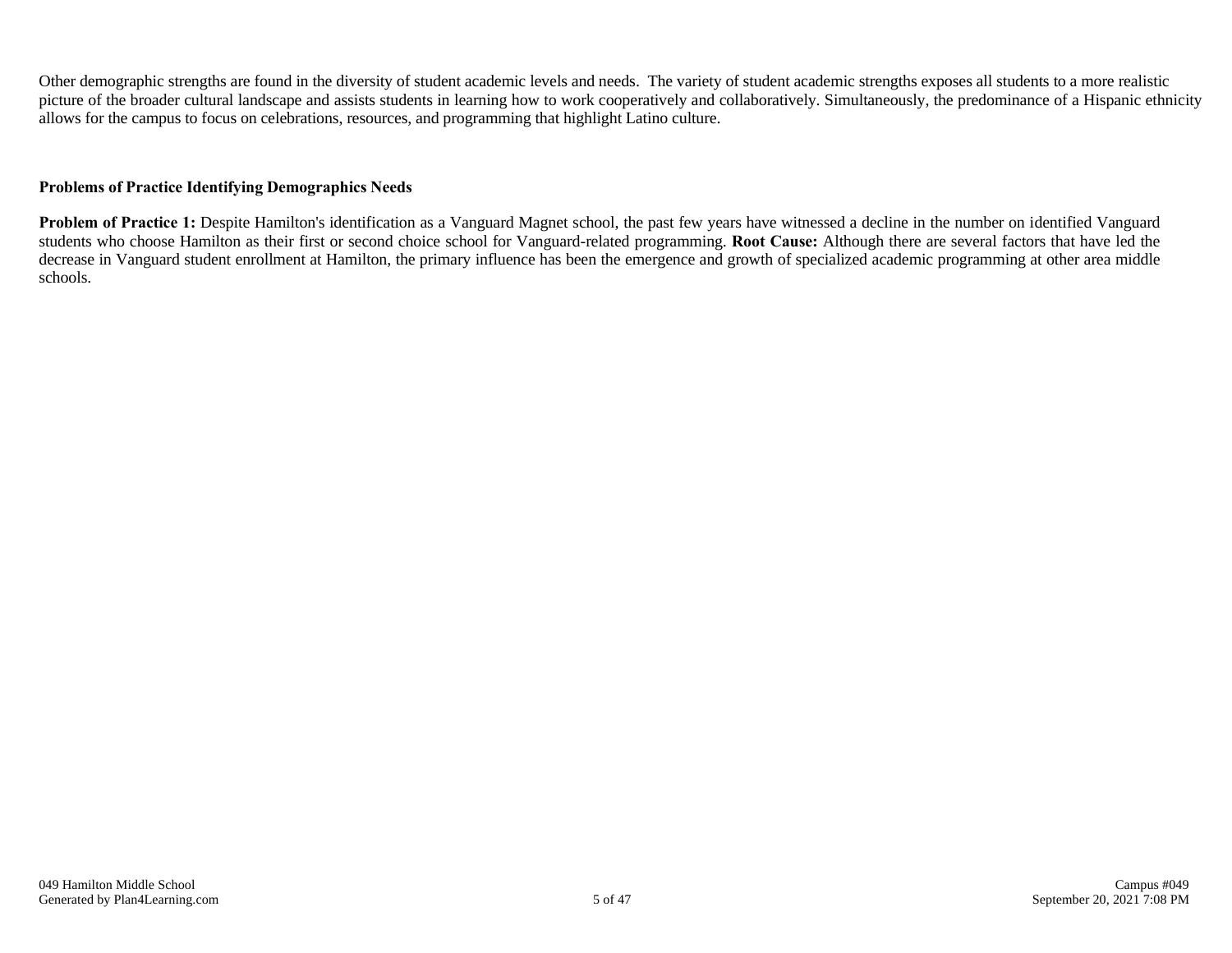Other demographic strengths are found in the diversity of student academic levels and needs. The variety of student academic strengths exposes all students to a more realistic picture of the broader cultural landscape and assists students in learning how to work cooperatively and collaboratively. Simultaneously, the predominance of a Hispanic ethnicity allows for the campus to focus on celebrations, resources, and programming that highlight Latino culture.

### Problems of Practice Identifying Demographics Needs

**Problem of Practice 1:** Despite Hamilton's identification as a Vanguard Magnet school, the past few years have witnessed a decline in the number on identified Vanguard students who choose Hamilton as their first or second choice school for Vanguard-related programming. **Root Cause:** Although there are several factors that have led the decrease in Vanguard student enrollment at Hamilton, the primary influence has been the emergence and growth of specialized academic programming at other area middle schools.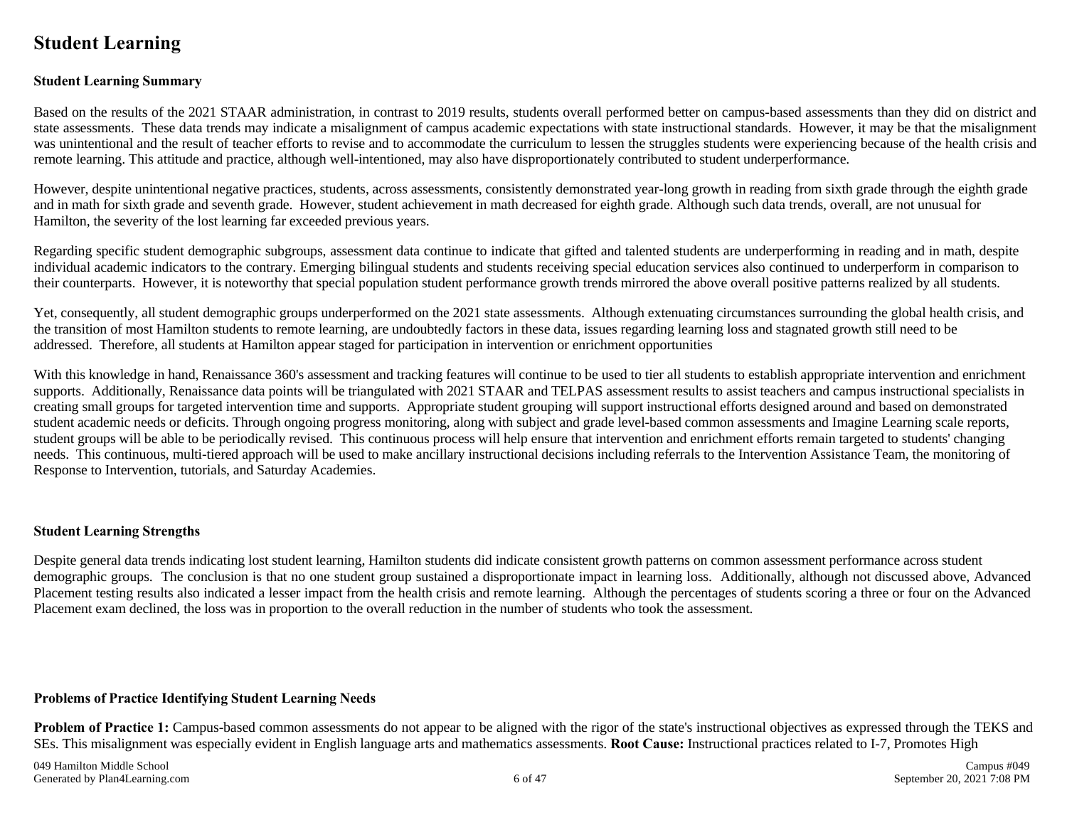# Student Learning

## Student Learning Summary

Based on the results of the 2021 STAAR administration, in contrast to 2019 results, students overall performed better on campus-based assessments than they did on district and state assessments. These data trends may indicate a misalignment of campus academic expectations with state instructional standards. However, it may be that the misalignment was unintentional and the result of teacher efforts to revise and to accommodate the curriculum to lessen the struggles students were experiencing because of the health crisis and remote learning. This attitude and practice, although well-intentioned, may also have disproportionately contributed to student underperformance.

However, despite unintentional negative practices, students, across assessments, consistently demonstrated year-long growth in reading from sixth grade through the eighth grade and in math for sixth grade and seventh grade. However, student achievement in math decreased for eighth grade. Although such data trends, overall, are not unusual for Hamilton, the severity of the lost learning far exceeded previous years.

Regarding specific student demographic subgroups, assessment data continue to indicate that gifted and talented students are underperforming in reading and in math, despite individual academic indicators to the contrary. Emerging bilingual students and students receiving special education services also continued to underperform in comparison to their counterparts. However, it is noteworthy that special population student performance growth trends mirrored the above overall positive patterns realized by all students.

Yet, consequently, all student demographic groups underperformed on the 2021 state assessments. Although extenuating circumstances surrounding the global health crisis, and the transition of most Hamilton students to remote learning, are undoubtedly factors in these data, issues regarding learning loss and stagnated growth still need to be addressed. Therefore, all students at Hamilton appear staged for participation in intervention or enrichment opportunities

With this knowledge in hand, Renaissance 360's assessment and tracking features will continue to be used to tier all students to establish appropriate intervention and enrichment supports. Additionally, Renaissance data points will be triangulated with 2021 STAAR and TELPAS assessment results to assist teachers and campus instructional specialists in creating small groups for targeted intervention time and supports. Appropriate student grouping will support instructional efforts designed around and based on demonstrated student academic needs or deficits. Through ongoing progress monitoring, along with subject and grade level-based common assessments and Imagine Learning scale reports, student groups will be able to be periodically revised. This continuous process will help ensure that intervention and enrichment efforts remain targeted to students' changing needs. This continuous, multi-tiered approach will be used to make ancillary instructional decisions including referrals to the Intervention Assistance Team, the monitoring of Response to Intervention, tutorials, and Saturday Academies.

## Student Learning Strengths

Despite general data trends indicating lost student learning, Hamilton students did indicate consistent growth patterns on common assessment performance across student demographic groups. The conclusion is that no one student group sustained a disproportionate impact in learning loss. Additionally, although not discussed above, Advanced Placement testing results also indicated a lesser impact from the health crisis and remote learning. Although the percentages of students scoring a three or four on the Advanced Placement exam declined, the loss was in proportion to the overall reduction in the number of students who took the assessment.

## Problems of Practice Identifying Student Learning Needs

**Problem of Practice 1:** Campus-based common assessments do not appear to be aligned with the rigor of the state's instructional objectives as expressed through the TEKS and SEs. This misalignment was especially evident in English language arts and mathematics assessments. **Root Cause:** Instructional practices related to I-7, Promotes High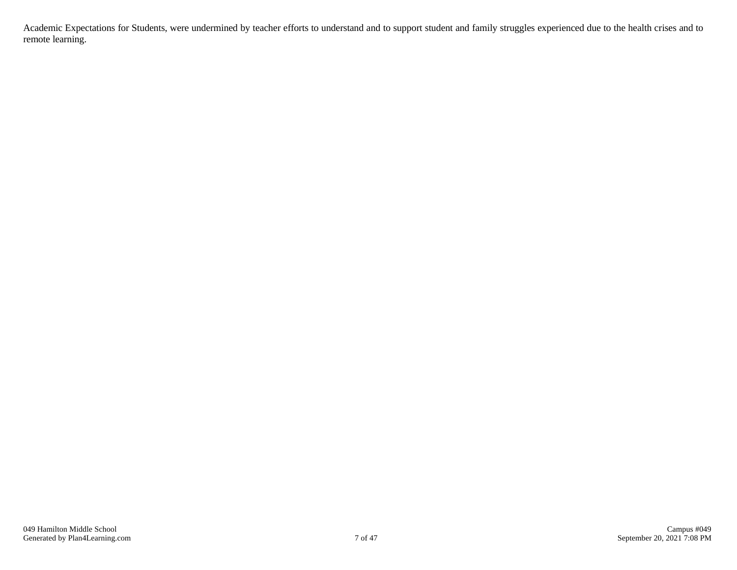Academic Expectations for Students, were undermined by teacher efforts to understand and to support student and family struggles experienced due to the health crises and to remote learning.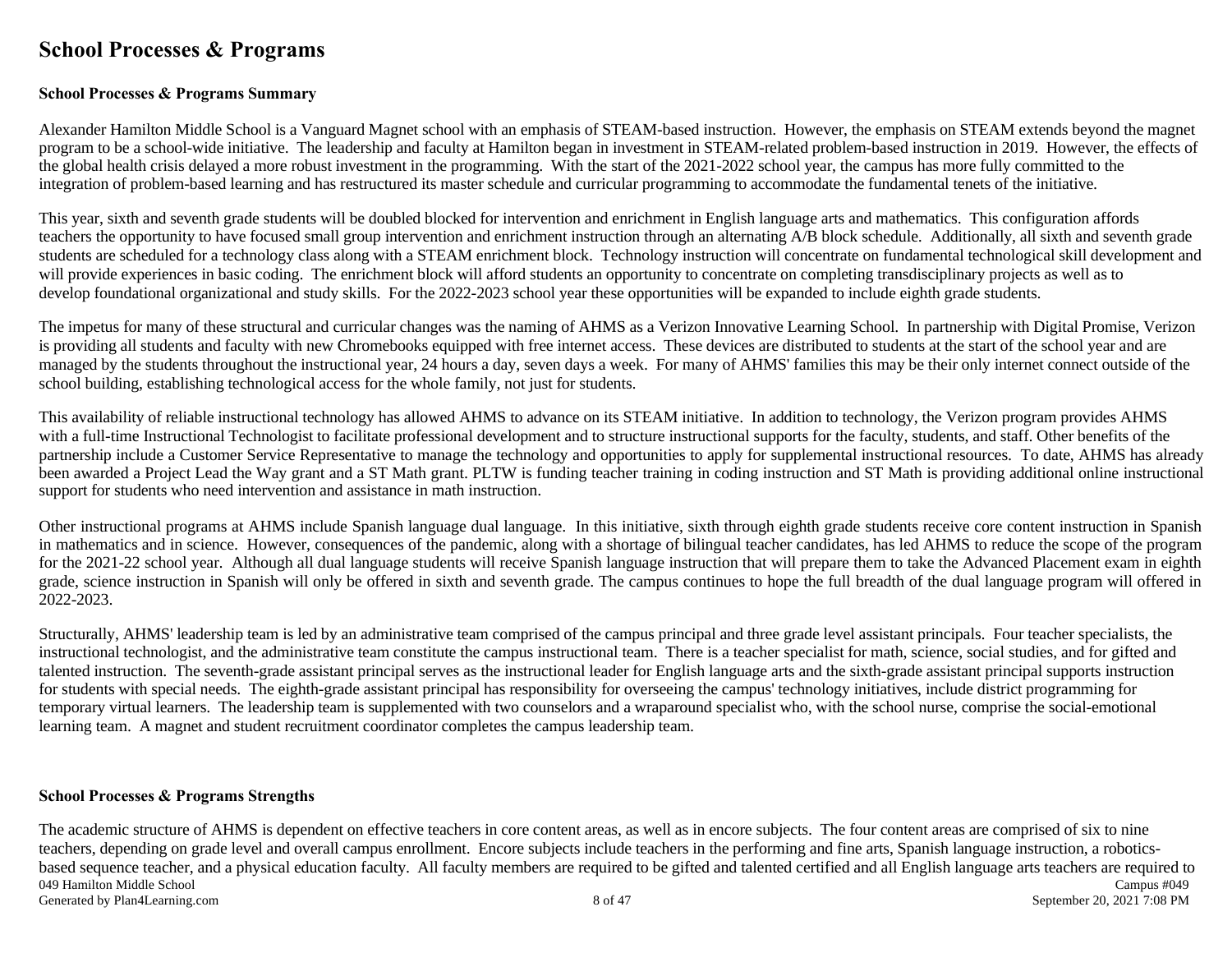# School Processes & Programs

**School Processes & Programs Summary**

Alexander Hamilton Middle School is a Vanguard Magnet school with an emphasis of STEAM-based instruction. However, the emphasis on STEAM extends beyond the magnet program to be a school-wide initiative. The leadership and faculty at Hamilton began in investment in STEAM-related problem-based instruction in 2019. However, the effects of the global health crisis delayed a more robust investment in the programming. With the start of the 2021-2022 school year, the campus has more fully committed to the integration of problem-based learning and has restructured its master schedule and curricular programming to accommodate the fundamental tenets of the initiative.

This year, sixth and seventh grade students will be doubled blocked for intervention and enrichment in English language arts and mathematics. This configuration affords teachers the opportunity to have focused small group intervention and enrichment instruction through an alternating A/B block schedule. Additionally, all sixth and seventh grade students are scheduled for a technology class along with a STEAM enrichment block. Technology instruction will concentrate on fundamental technological skill development and will provide experiences in basic coding. The enrichment block will afford students an opportunity to concentrate on completing transdisciplinary projects as well as to develop foundational organizational and study skills. For the 2022-2023 school year these opportunities will be expanded to include eighth grade students.

The impetus for many of these structural and curricular changes was the naming of AHMS as a Verizon Innovative Learning School. In partnership with Digital Promise, Verizon is providing all students and faculty with new Chromebooks equipped with free internet access. These devices are distributed to students at the start of the school year and are managed by the students throughout the instructional year, 24 hours a day, seven days a week. For many of AHMS' families this may be their only internet connect outside of the school building, establishing technological access for the whole family, not just for students.

This availability of reliable instructional technology has allowed AHMS to advance on its STEAM initiative. In addition to technology, the Verizon program provides AHMS with a full-time Instructional Technologist to facilitate professional development and to structure instructional supports for the faculty, students, and staff. Other benefits of the partnership include a Customer Service Representative to manage the technology and opportunities to apply for supplemental instructional resources. To date, AHMS has already been awarded a Project Lead the Way grant and a ST Math grant. PLTW is funding teacher training in coding instruction and ST Math is providing additional online instructional support for students who need intervention and assistance in math instruction.

Other instructional programs at AHMS include Spanish language dual language. In this initiative, sixth through eighth grade students receive core content instruction in Spanish in mathematics and in science. However, consequences of the pandemic, along with a shortage of bilingual teacher candidates, has led AHMS to reduce the scope of the program for the 2021-22 school year. Although all dual language students will receive Spanish language instruction that will prepare them to take the Advanced Placement exam in eighth grade, science instruction in Spanish will only be offered in sixth and seventh grade. The campus continues to hope the full breadth of the dual language program will offered in 2022-2023.

Structurally, AHMS' leadership team is led by an administrative team comprised of the campus principal and three grade level assistant principals. Four teacher specialists, the instructional technologist, and the administrative team constitute the campus instructional team. There is a teacher specialist for math, science, social studies, and for gifted and talented instruction. The seventh-grade assistant principal serves as the instructional leader for English language arts and the sixth-grade assistant principal supports instruction for students with special needs. The eighth-grade assistant principal has responsibility for overseeing the campus' technology initiatives, include district programming for temporary virtual learners. The leadership team is supplemented with two counselors and a wraparound specialist who, with the school nurse, comprise the social-emotional learning team. A magnet and student recruitment coordinator completes the campus leadership team.

**School Processes & Programs Strengths**

The academic structure of AHMS is dependent on effective teachers in core content areas, as well as in encore subjects. The four content areas are comprised of six to nine teachers, depending on grade level and overall campus enrollment. Encore subjects include teachers in the performing and fine arts, Spanish language instruction, a robotics-based sequence teacher, and a physical education faculty. All faculty members are required to be gifted and talented certified and all English language arts teachers are required to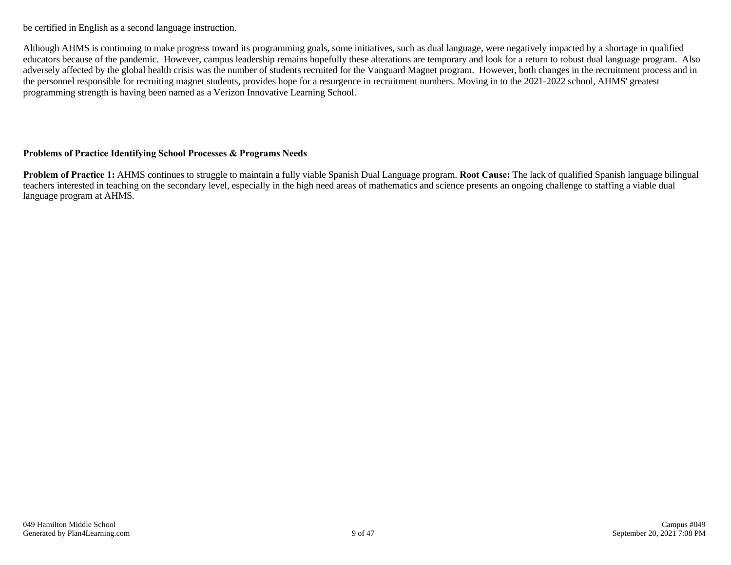be certified in English as a second language instruction.

Although AHMS is continuing to make progress toward its programming goals, some initiatives, such as dual language, were negatively impacted by a shortage in qualified educators because of the pandemic. However, campus leadership remains hopefully these alterations are temporary and look for a return to robust dual language program. Also adversely affected by the global health crisis was the number of students recruited for the Vanguard Magnet program. However, both changes in the recruitment process and in the personnel responsible for recruiting magnet students, provides hope for a resurgence in recruitment numbers. Moving in to the 2021-2022 school, AHMS' greatest programming strength is having been named as a Verizon Innovative Learning School.

**Problems of Practice Identifying School Processes & Programs Needs**

**Problem of Practice 1:** AHMS continues to struggle to maintain a fully viable Spanish Dual Language program. **Root Cause:** The lack of qualified Spanish language bilingual teachers interested in teaching on the secondary level, especially in the high need areas of mathematics and science presents an ongoing challenge to staffing a viable dual language program at AHMS.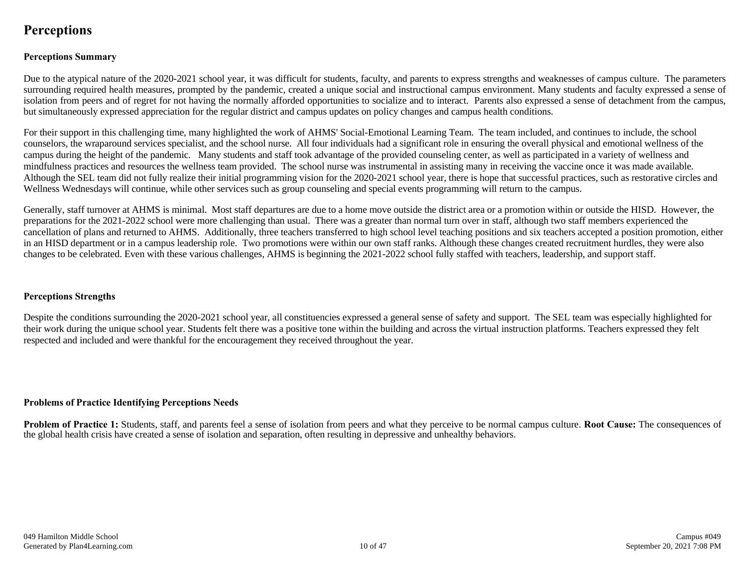# Perceptions

### Perceptions Summary

Due to the atypical nature of the 2020-2021 school year, it was difficult for students, faculty, and parents to express strengths and weaknesses of campus culture. The parameters surrounding required health measures, prompted by the pandemic, created a unique social and instructional campus environment. Many students and faculty expressed a sense of isolation from peers and of regret for not having the normally afforded opportunities to socialize and to interact. Parents also expressed a sense of detachment from the campus, but simultaneously expressed appreciation for the regular district and campus updates on policy changes and campus health conditions.

For their support in this challenging time, many highlighted the work of AHMS' Social-Emotional Learning Team. The team included, and continues to include, the school counselors, the wraparound services specialist, and the school nurse. All four individuals had a significant role in ensuring the overall physical and emotional wellness of the campus during the height of the pandemic. Many students and staff took advantage of the provided counseling center, as well as participated in a variety of wellness and mindfulness practices and resources the wellness team provided. The school nurse was instrumental in assisting many in receiving the vaccine once it was made available. Although the SEL team did not fully realize their initial programming vision for the 2020-2021 school year, there is hope that successful practices, such as restorative circles and Wellness Wednesdays will continue, while other services such as group counseling and special events programming will return to the campus.

Generally, staff turnover at AHMS is minimal. Most staff departures are due to a home move outside the district area or a promotion within or outside the HISD. However, the preparations for the 2021-2022 school were more challenging than usual. There was a greater than normal turn over in staff, although two staff members experienced the cancellation of plans and returned to AHMS. Additionally, three teachers transferred to high school level teaching positions and six teachers accepted a position promotion, either in an HISD department or in a campus leadership role. Two promotions were within our own staff ranks. Although these changes created recruitment hurdles, they were also changes to be celebrated. Even with these various challenges, AHMS is beginning the 2021-2022 school fully staffed with teachers, leadership, and support staff.

### Perceptions Strengths

Despite the conditions surrounding the 2020-2021 school year, all constituencies expressed a general sense of safety and support. The SEL team was especially highlighted for their work during the unique school year. Students felt there was a positive tone within the building and across the virtual instruction platforms. Teachers expressed they felt respected and included and were thankful for the encouragement they received throughout the year.

### Problems of Practice Identifying Perceptions Needs

**Problem of Practice 1:** Students, staff, and parents feel a sense of isolation from peers and what they perceive to be normal campus culture. **Root Cause:** The consequences of the global health crisis have created a sense of isolation and separation, often resulting in depressive and unhealthy behaviors.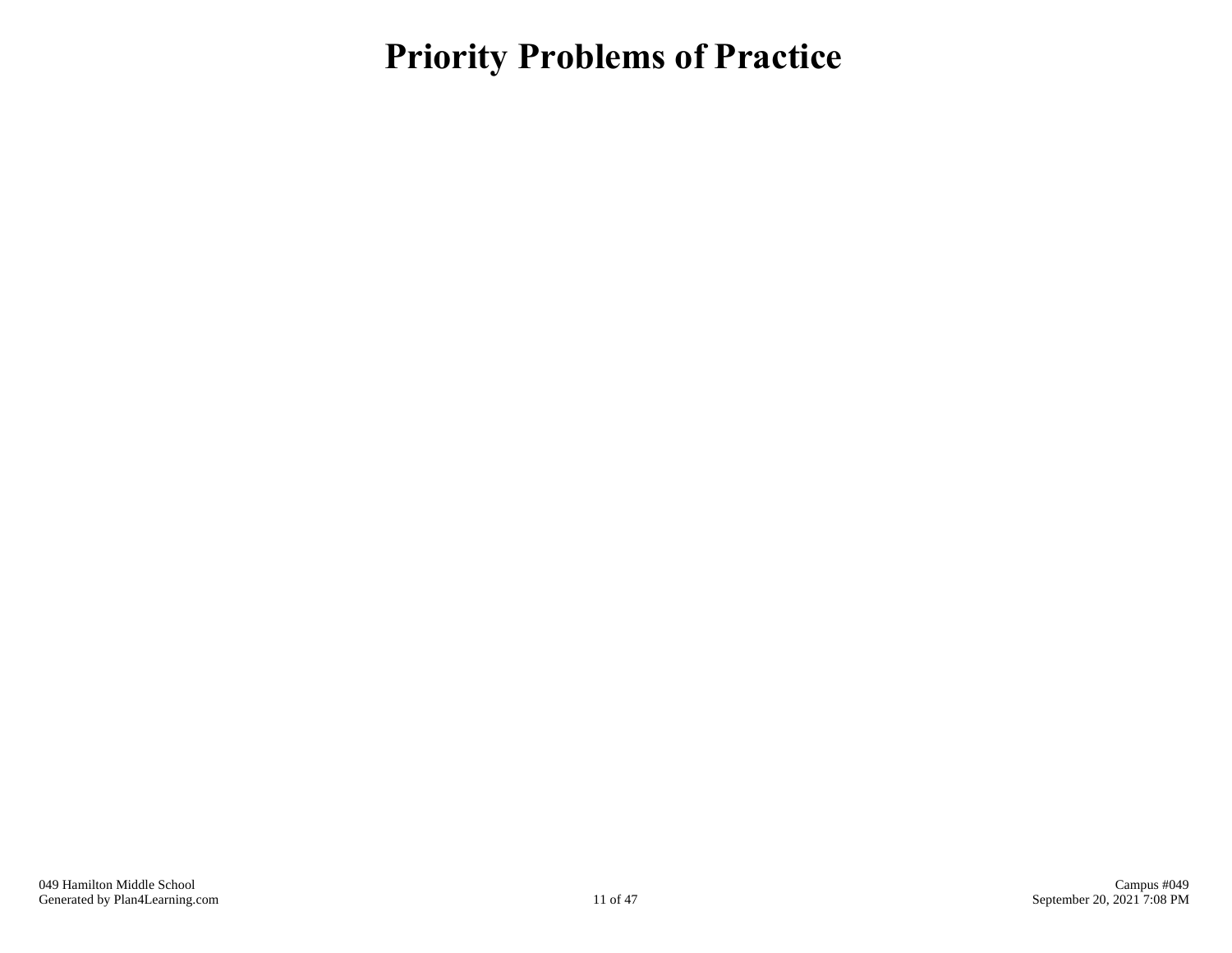# Priority Problems of Practice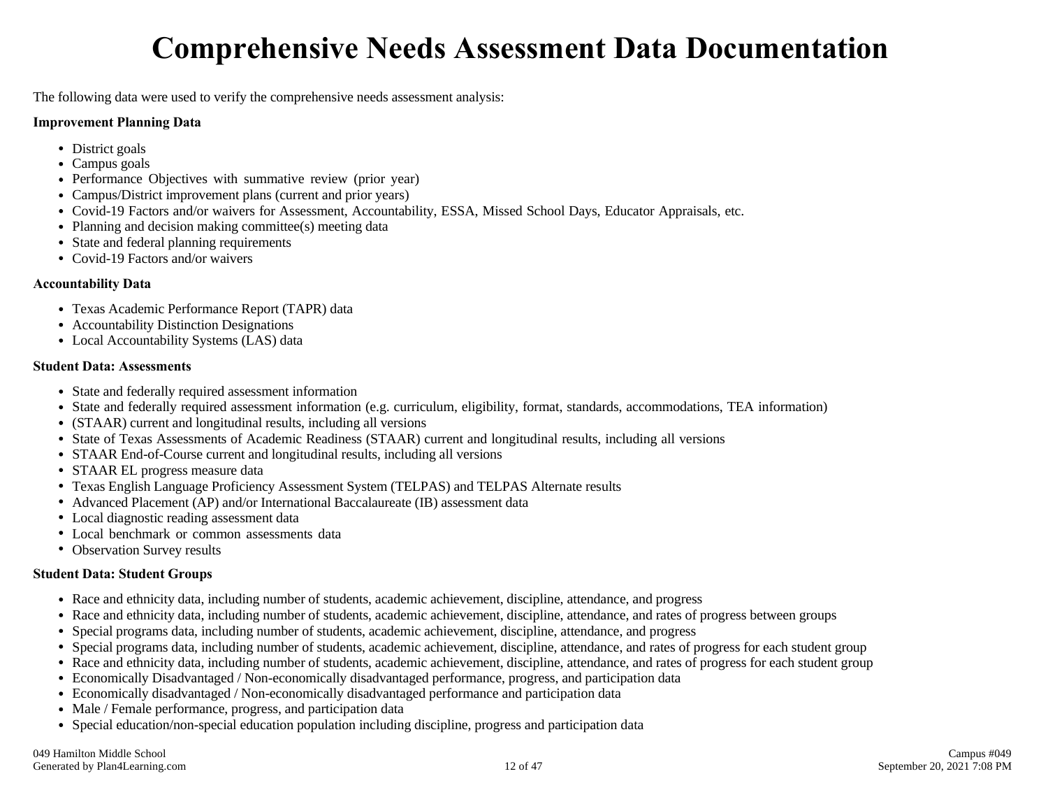# Comprehensive Needs Assessment Data Documentation

The following data were used to verify the comprehensive needs assessment analysis:

**Improvement Planning Data**

- District goals
- Campus goals
- Performance Objectives with summative review (prior year)
- Campus/District improvement plans (current and prior years)
- Covid-19 Factors and/or waivers for Assessment, Accountability, ESSA, Missed School Days, Educator Appraisals, etc.
- Planning and decision making committee(s) meeting data
- State and federal planning requirements
- Covid-19 Factors and/or waivers

**Accountability Data**

- Texas Academic Performance Report (TAPR) data
- Accountability Distinction Designations
- Local Accountability Systems (LAS) data

**Student Data: Assessments**

- State and federally required assessment information
- State and federally required assessment information (e.g. curriculum, eligibility, format, standards, accommodations, TEA information)
- (STAAR) current and longitudinal results, including all versions
- State of Texas Assessments of Academic Readiness (STAAR) current and longitudinal results, including all versions
- STAAR End-of-Course current and longitudinal results, including all versions
- STAAR EL progress measure data
- Texas English Language Proficiency Assessment System (TELPAS) and TELPAS Alternate results
- Advanced Placement (AP) and/or International Baccalaureate (IB) assessment data
- Local diagnostic reading assessment data
- Local benchmark or common assessments data
- Observation Survey results

**Student Data: Student Groups**

- Race and ethnicity data, including number of students, academic achievement, discipline, attendance, and progress
- Race and ethnicity data, including number of students, academic achievement, discipline, attendance, and rates of progress between groups
- Special programs data, including number of students, academic achievement, discipline, attendance, and progress
- Special programs data, including number of students, academic achievement, discipline, attendance, and rates of progress for each student group
- Race and ethnicity data, including number of students, academic achievement, discipline, attendance, and rates of progress for each student group
- Economically Disadvantaged / Non-economically disadvantaged performance, progress, and participation data
- Economically disadvantaged / Non-economically disadvantaged performance and participation data
- Male / Female performance, progress, and participation data
- Special education/non-special education population including discipline, progress and participation data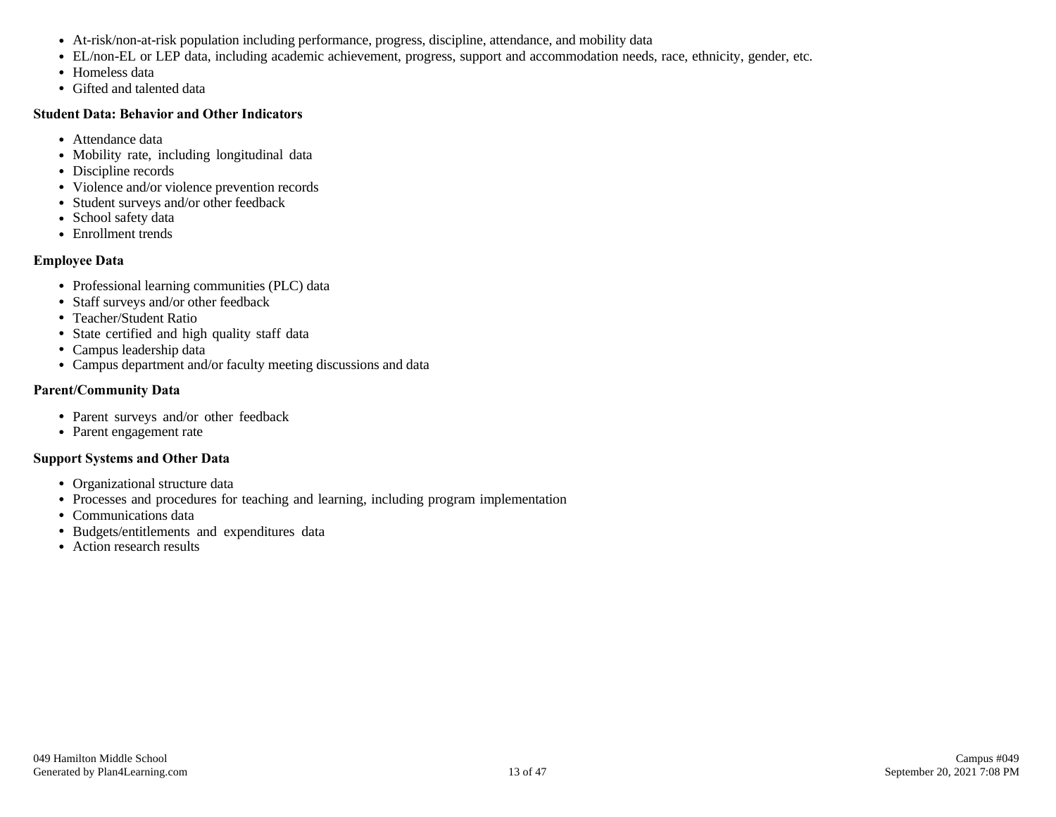- At-risk/non-at-risk population including performance, progress, discipline, attendance, and mobility data
- EL/non-EL or LEP data, including academic achievement, progress, support and accommodation needs, race, ethnicity, gender, etc.
- Homeless data
- Gifted and talented data

**Student Data: Behavior and Other Indicators**

- Attendance data
- Mobility rate, including longitudinal data
- Discipline records
- Violence and/or violence prevention records
- Student surveys and/or other feedback
- School safety data
- Enrollment trends

**Employee Data**

- Professional learning communities (PLC) data
- Staff surveys and/or other feedback
- Teacher/Student Ratio
- State certified and high quality staff data
- Campus leadership data
- Campus department and/or faculty meeting discussions and data

**Parent/Community Data**

- Parent surveys and/or other feedback
- Parent engagement rate

**Support Systems and Other Data**

- Organizational structure data
- Processes and procedures for teaching and learning, including program implementation
- Communications data
- Budgets/entitlements and expenditures data
- Action research results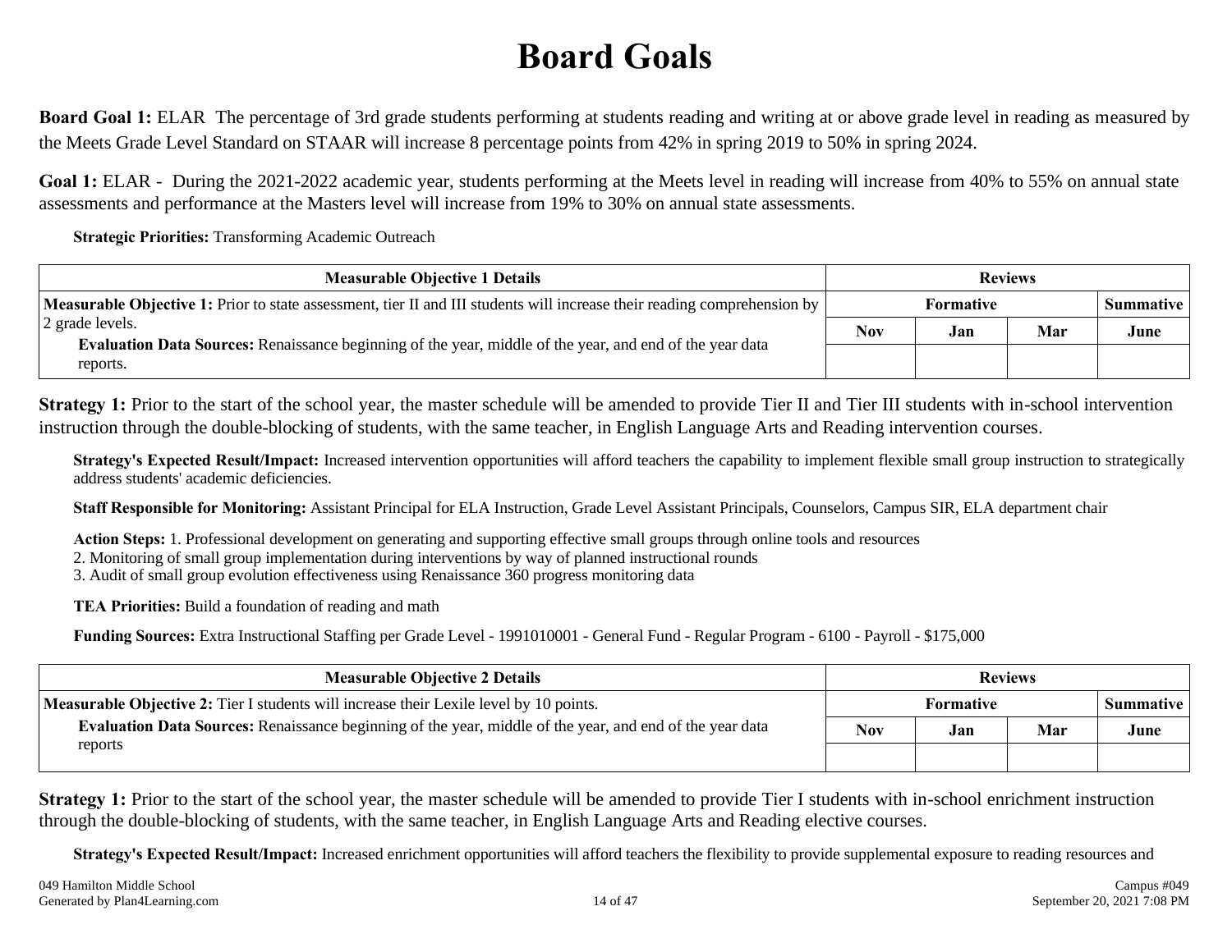# Board Goals

**Board Goal 1:** ELAR  The percentage of 3rd grade students performing at students reading and writing at or above grade level in reading as measured by the Meets Grade Level Standard on STAAR will increase 8 percentage points from 42% in spring 2019 to 50% in spring 2024.

**Goal 1:** ELAR -  During the 2021-2022 academic year, students performing at the Meets level in reading will increase from 40% to 55% on annual state assessments and performance at the Masters level will increase from 19% to 30% on annual state assessments.

**Strategic Priorities:** Transforming Academic Outreach

| Measurable Objective 1 Details | Reviews | | | |
|---|---|---|---|---|
| | Formative | | | Summative |
| | Nov | Jan | Mar | June |
| **Measurable Objective 1:** Prior to state assessment, tier II and III students will increase their reading comprehension by 2 grade levels.<br>**Evaluation Data Sources:** Renaissance beginning of the year, middle of the year, and end of the year data reports. | | | | |

**Strategy 1:** Prior to the start of the school year, the master schedule will be amended to provide Tier II and Tier III students with in-school intervention instruction through the double-blocking of students, with the same teacher, in English Language Arts and Reading intervention courses.

**Strategy's Expected Result/Impact:** Increased intervention opportunities will afford teachers the capability to implement flexible small group instruction to strategically address students' academic deficiencies.

**Staff Responsible for Monitoring:** Assistant Principal for ELA Instruction, Grade Level Assistant Principals, Counselors, Campus SIR, ELA department chair

**Action Steps:** 1. Professional development on generating and supporting effective small groups through online tools and resources
2. Monitoring of small group implementation during interventions by way of planned instructional rounds
3. Audit of small group evolution effectiveness using Renaissance 360 progress monitoring data

**TEA Priorities:** Build a foundation of reading and math

**Funding Sources:** Extra Instructional Staffing per Grade Level - 1991010001 - General Fund - Regular Program - 6100 - Payroll - $175,000

| Measurable Objective 2 Details | Reviews | | | |
|---|---|---|---|---|
| | Formative | | | Summative |
| | Nov | Jan | Mar | June |
| **Measurable Objective 2:** Tier I students will increase their Lexile level by 10 points.<br>**Evaluation Data Sources:** Renaissance beginning of the year, middle of the year, and end of the year data reports | | | | |

**Strategy 1:** Prior to the start of the school year, the master schedule will be amended to provide Tier I students with in-school enrichment instruction through the double-blocking of students, with the same teacher, in English Language Arts and Reading elective courses.

**Strategy's Expected Result/Impact:** Increased enrichment opportunities will afford teachers the flexibility to provide supplemental exposure to reading resources and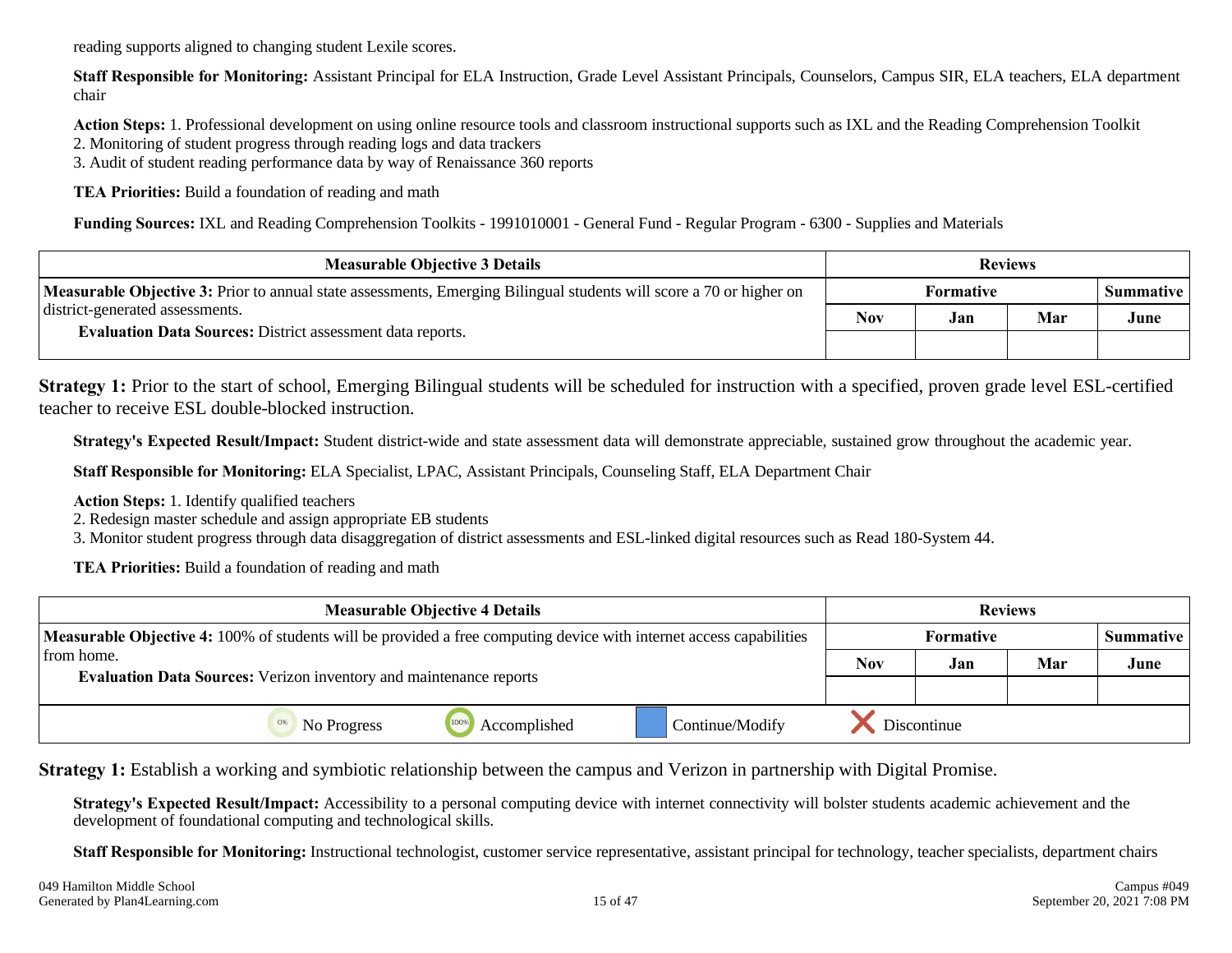reading supports aligned to changing student Lexile scores.

**Staff Responsible for Monitoring:** Assistant Principal for ELA Instruction, Grade Level Assistant Principals, Counselors, Campus SIR, ELA teachers, ELA department chair

**Action Steps:** 1. Professional development on using online resource tools and classroom instructional supports such as IXL and the Reading Comprehension Toolkit
2. Monitoring of student progress through reading logs and data trackers
3. Audit of student reading performance data by way of Renaissance 360 reports

**TEA Priorities:** Build a foundation of reading and math

**Funding Sources:** IXL and Reading Comprehension Toolkits - 1991010001 - General Fund - Regular Program - 6300 - Supplies and Materials

| Measurable Objective 3 Details | Reviews | | | |
|---|---|---|---|---|
| | Formative | | | Summative |
| **Measurable Objective 3:** Prior to annual state assessments, Emerging Bilingual students will score a 70 or higher on district-generated assessments.<br>**Evaluation Data Sources:** District assessment data reports. | Nov | Jan | Mar | June |
| | | | | |

**Strategy 1:** Prior to the start of school, Emerging Bilingual students will be scheduled for instruction with a specified, proven grade level ESL-certified teacher to receive ESL double-blocked instruction.

**Strategy's Expected Result/Impact:** Student district-wide and state assessment data will demonstrate appreciable, sustained grow throughout the academic year.

**Staff Responsible for Monitoring:** ELA Specialist, LPAC, Assistant Principals, Counseling Staff, ELA Department Chair

**Action Steps:** 1. Identify qualified teachers
2. Redesign master schedule and assign appropriate EB students
3. Monitor student progress through data disaggregation of district assessments and ESL-linked digital resources such as Read 180-System 44.

**TEA Priorities:** Build a foundation of reading and math

| Measurable Objective 4 Details | Reviews | | | |
|---|---|---|---|---|
| | Formative | | | Summative |
| **Measurable Objective 4:** 100% of students will be provided a free computing device with internet access capabilities from home.<br>**Evaluation Data Sources:** Verizon inventory and maintenance reports | Nov | Jan | Mar | June |
| | | | | |

No Progress | Accomplished | Continue/Modify | Discontinue

**Strategy 1:** Establish a working and symbiotic relationship between the campus and Verizon in partnership with Digital Promise.

**Strategy's Expected Result/Impact:** Accessibility to a personal computing device with internet connectivity will bolster students academic achievement and the development of foundational computing and technological skills.

**Staff Responsible for Monitoring:** Instructional technologist, customer service representative, assistant principal for technology, teacher specialists, department chairs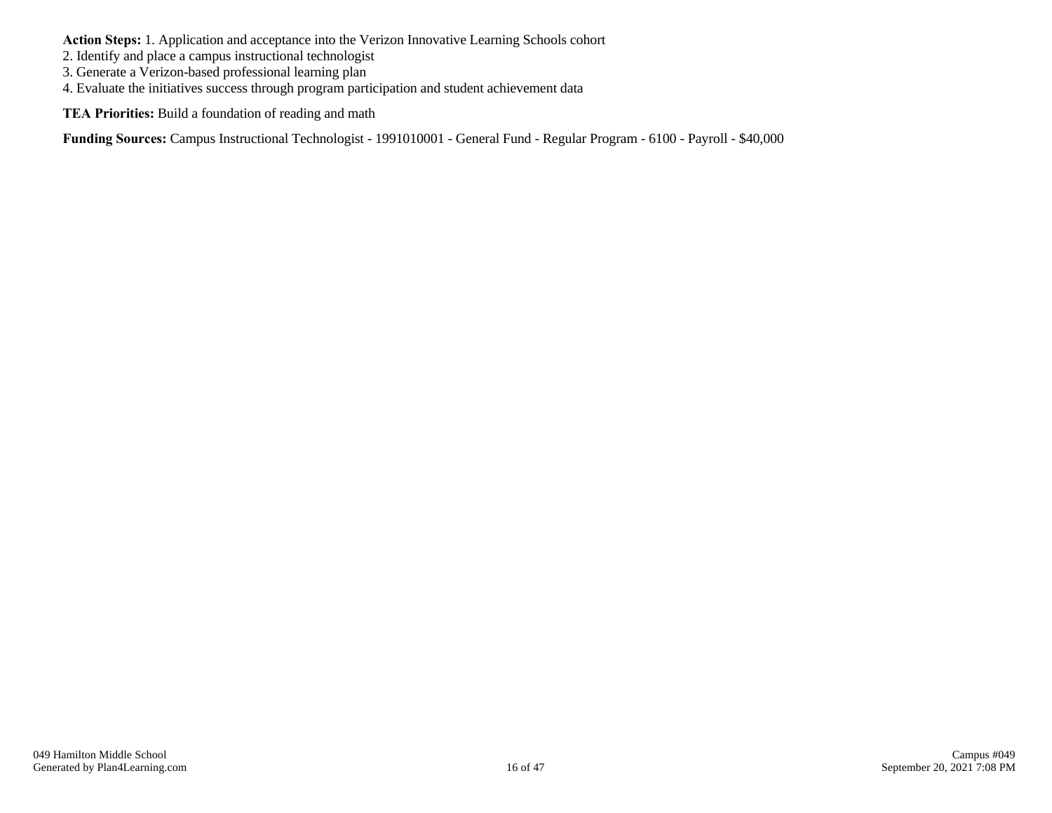**Action Steps:** 1. Application and acceptance into the Verizon Innovative Learning Schools cohort
2. Identify and place a campus instructional technologist
3. Generate a Verizon-based professional learning plan
4. Evaluate the initiatives success through program participation and student achievement data

**TEA Priorities:** Build a foundation of reading and math

**Funding Sources:** Campus Instructional Technologist - 1991010001 - General Fund - Regular Program - 6100 - Payroll - $40,000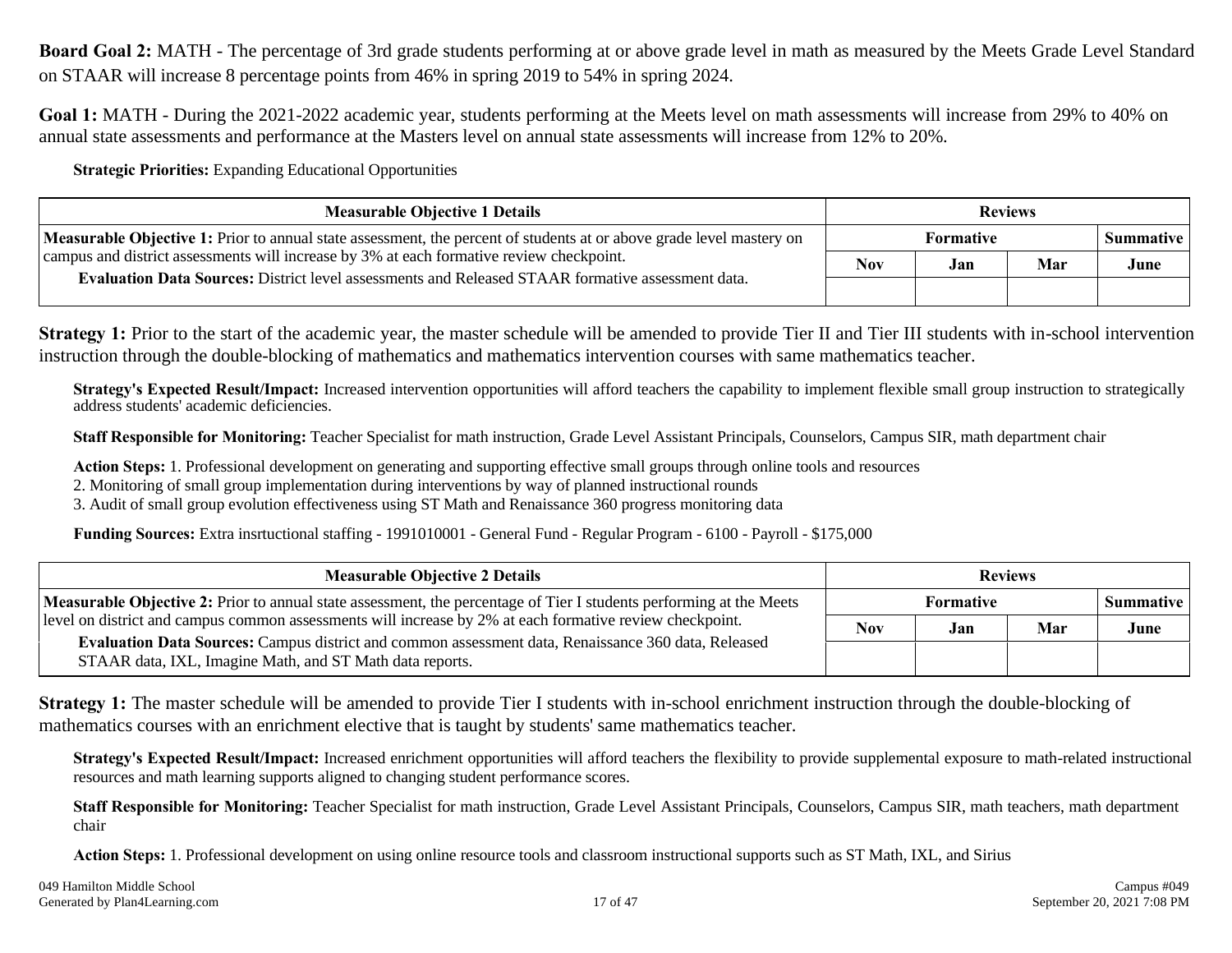**Board Goal 2:** MATH - The percentage of 3rd grade students performing at or above grade level in math as measured by the Meets Grade Level Standard on STAAR will increase 8 percentage points from 46% in spring 2019 to 54% in spring 2024.

**Goal 1:** MATH - During the 2021-2022 academic year, students performing at the Meets level on math assessments will increase from 29% to 40% on annual state assessments and performance at the Masters level on annual state assessments will increase from 12% to 20%.

**Strategic Priorities:** Expanding Educational Opportunities

| Measurable Objective 1 Details | Reviews | | | |
|---|---|---|---|---|
| | Formative | | | Summative |
| **Measurable Objective 1:** Prior to annual state assessment, the percent of students at or above grade level mastery on campus and district assessments will increase by 3% at each formative review checkpoint.<br>**Evaluation Data Sources:** District level assessments and Released STAAR formative assessment data. | Nov | Jan | Mar | June |
| | | | | |

**Strategy 1:** Prior to the start of the academic year, the master schedule will be amended to provide Tier II and Tier III students with in-school intervention instruction through the double-blocking of mathematics and mathematics intervention courses with same mathematics teacher.

**Strategy's Expected Result/Impact:** Increased intervention opportunities will afford teachers the capability to implement flexible small group instruction to strategically address students' academic deficiencies.

**Staff Responsible for Monitoring:** Teacher Specialist for math instruction, Grade Level Assistant Principals, Counselors, Campus SIR, math department chair

**Action Steps:** 1. Professional development on generating and supporting effective small groups through online tools and resources
2. Monitoring of small group implementation during interventions by way of planned instructional rounds
3. Audit of small group evolution effectiveness using ST Math and Renaissance 360 progress monitoring data

**Funding Sources:** Extra insrtuctional staffing - 1991010001 - General Fund - Regular Program - 6100 - Payroll - $175,000

| Measurable Objective 2 Details | Reviews | | | |
|---|---|---|---|---|
| | Formative | | | Summative |
| **Measurable Objective 2:** Prior to annual state assessment, the percentage of Tier I students performing at the Meets level on district and campus common assessments will increase by 2% at each formative review checkpoint.<br>**Evaluation Data Sources:** Campus district and common assessment data, Renaissance 360 data, Released STAAR data, IXL, Imagine Math, and ST Math data reports. | Nov | Jan | Mar | June |
| | | | | |

**Strategy 1:** The master schedule will be amended to provide Tier I students with in-school enrichment instruction through the double-blocking of mathematics courses with an enrichment elective that is taught by students' same mathematics teacher.

**Strategy's Expected Result/Impact:** Increased enrichment opportunities will afford teachers the flexibility to provide supplemental exposure to math-related instructional resources and math learning supports aligned to changing student performance scores.

**Staff Responsible for Monitoring:** Teacher Specialist for math instruction, Grade Level Assistant Principals, Counselors, Campus SIR, math teachers, math department chair

**Action Steps:** 1. Professional development on using online resource tools and classroom instructional supports such as ST Math, IXL, and Sirius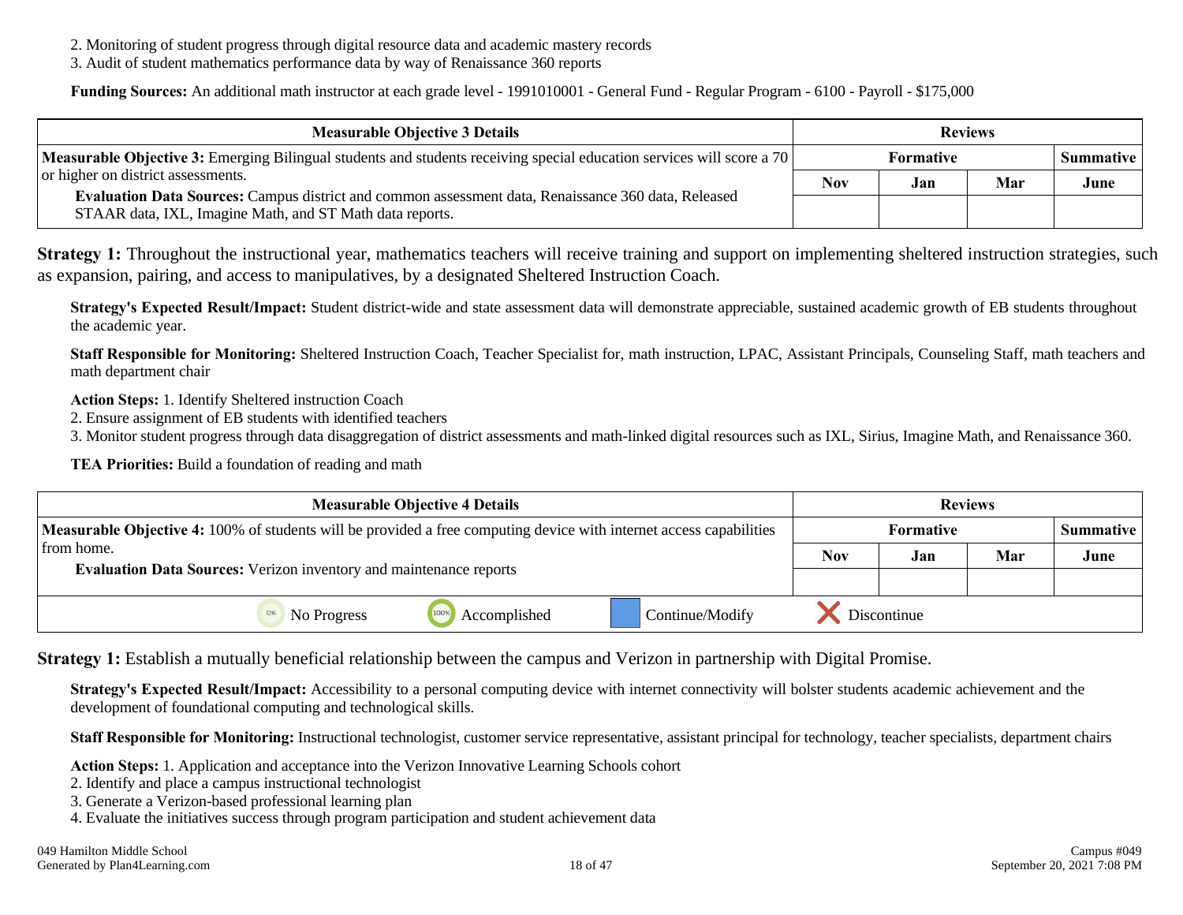2. Monitoring of student progress through digital resource data and academic mastery records
3. Audit of student mathematics performance data by way of Renaissance 360 reports

**Funding Sources:** An additional math instructor at each grade level - 1991010001 - General Fund - Regular Program - 6100 - Payroll - $175,000

| Measurable Objective 3 Details | Reviews | | | |
|---|---|---|---|---|
| **Measurable Objective 3:** Emerging Bilingual students and students receiving special education services will score a 70 or higher on district assessments. | Formative | | | Summative |
| **Evaluation Data Sources:** Campus district and common assessment data, Renaissance 360 data, Released STAAR data, IXL, Imagine Math, and ST Math data reports. | Nov | Jan | Mar | June |
| | | | | |

**Strategy 1:** Throughout the instructional year, mathematics teachers will receive training and support on implementing sheltered instruction strategies, such as expansion, pairing, and access to manipulatives, by a designated Sheltered Instruction Coach.

**Strategy's Expected Result/Impact:** Student district-wide and state assessment data will demonstrate appreciable, sustained academic growth of EB students throughout the academic year.

**Staff Responsible for Monitoring:** Sheltered Instruction Coach, Teacher Specialist for, math instruction, LPAC, Assistant Principals, Counseling Staff, math teachers and math department chair

**Action Steps:** 1. Identify Sheltered instruction Coach
2. Ensure assignment of EB students with identified teachers
3. Monitor student progress through data disaggregation of district assessments and math-linked digital resources such as IXL, Sirius, Imagine Math, and Renaissance 360.

**TEA Priorities:** Build a foundation of reading and math

| Measurable Objective 4 Details | Reviews | | | |
|---|---|---|---|---|
| **Measurable Objective 4:** 100% of students will be provided a free computing device with internet access capabilities from home. | Formative | | | Summative |
| **Evaluation Data Sources:** Verizon inventory and maintenance reports | Nov | Jan | Mar | June |
| | | | | |

0% No Progress | 100% Accomplished | Continue/Modify | Discontinue

**Strategy 1:** Establish a mutually beneficial relationship between the campus and Verizon in partnership with Digital Promise.

**Strategy's Expected Result/Impact:** Accessibility to a personal computing device with internet connectivity will bolster students academic achievement and the development of foundational computing and technological skills.

**Staff Responsible for Monitoring:** Instructional technologist, customer service representative, assistant principal for technology, teacher specialists, department chairs

**Action Steps:** 1. Application and acceptance into the Verizon Innovative Learning Schools cohort
2. Identify and place a campus instructional technologist
3. Generate a Verizon-based professional learning plan
4. Evaluate the initiatives success through program participation and student achievement data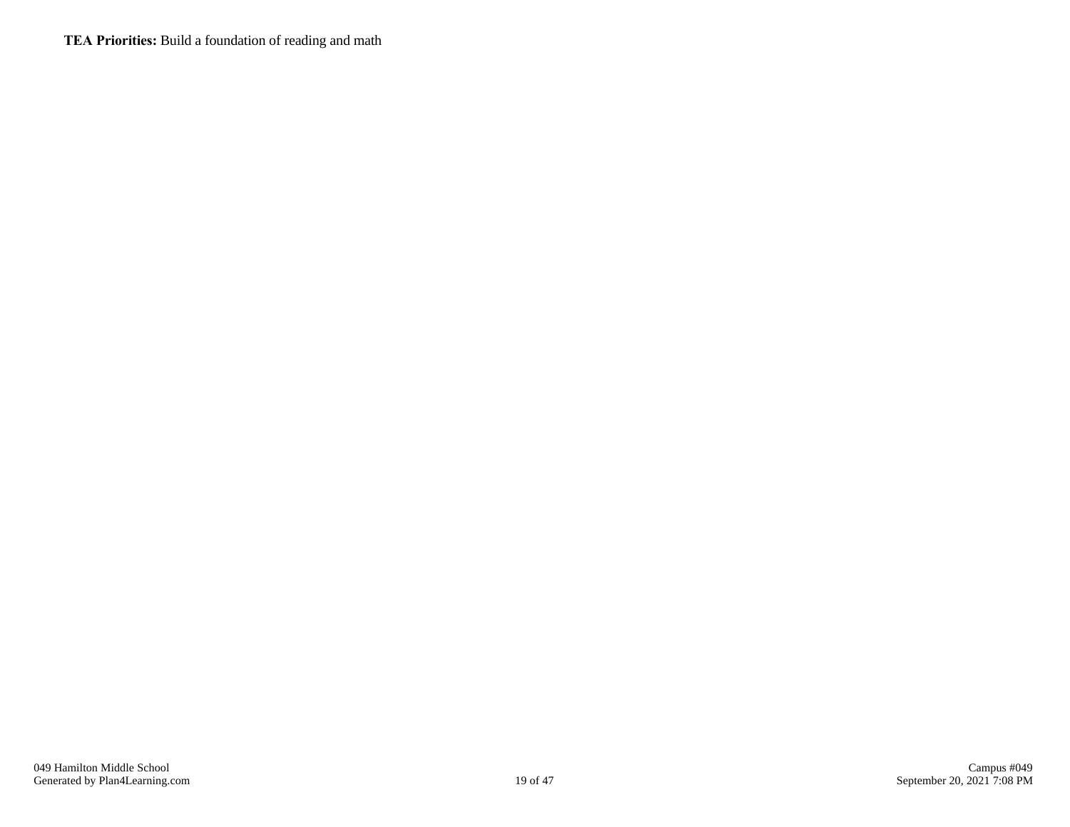**TEA Priorities:** Build a foundation of reading and math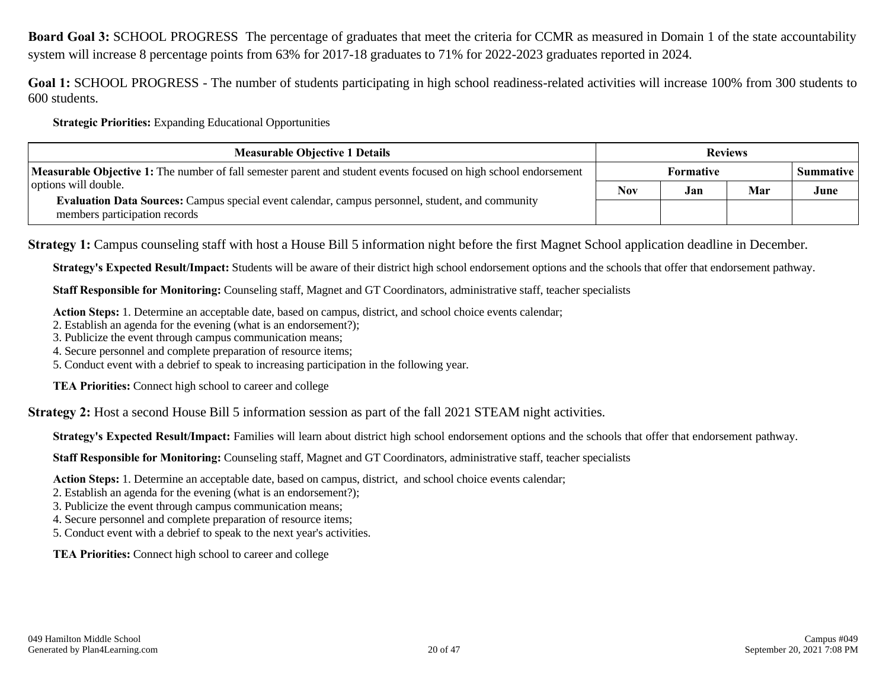**Board Goal 3:** SCHOOL PROGRESS The percentage of graduates that meet the criteria for CCMR as measured in Domain 1 of the state accountability system will increase 8 percentage points from 63% for 2017-18 graduates to 71% for 2022-2023 graduates reported in 2024.

**Goal 1:** SCHOOL PROGRESS - The number of students participating in high school readiness-related activities will increase 100% from 300 students to 600 students.

**Strategic Priorities:** Expanding Educational Opportunities

| Measurable Objective 1 Details | Reviews | | | |
|---|---|---|---|---|
| | Formative | | | Summative |
| **Measurable Objective 1:** The number of fall semester parent and student events focused on high school endorsement options will double.<br>**Evaluation Data Sources:** Campus special event calendar, campus personnel, student, and community members participation records | Nov | Jan | Mar | June |
| | | | | |

**Strategy 1:** Campus counseling staff with host a House Bill 5 information night before the first Magnet School application deadline in December.

**Strategy's Expected Result/Impact:** Students will be aware of their district high school endorsement options and the schools that offer that endorsement pathway.

**Staff Responsible for Monitoring:** Counseling staff, Magnet and GT Coordinators, administrative staff, teacher specialists

**Action Steps:** 1. Determine an acceptable date, based on campus, district, and school choice events calendar;
2. Establish an agenda for the evening (what is an endorsement?);
3. Publicize the event through campus communication means;
4. Secure personnel and complete preparation of resource items;
5. Conduct event with a debrief to speak to increasing participation in the following year.

**TEA Priorities:** Connect high school to career and college

**Strategy 2:** Host a second House Bill 5 information session as part of the fall 2021 STEAM night activities.

**Strategy's Expected Result/Impact:** Families will learn about district high school endorsement options and the schools that offer that endorsement pathway.

**Staff Responsible for Monitoring:** Counseling staff, Magnet and GT Coordinators, administrative staff, teacher specialists

**Action Steps:** 1. Determine an acceptable date, based on campus, district, and school choice events calendar;
2. Establish an agenda for the evening (what is an endorsement?);
3. Publicize the event through campus communication means;
4. Secure personnel and complete preparation of resource items;
5. Conduct event with a debrief to speak to the next year's activities.

**TEA Priorities:** Connect high school to career and college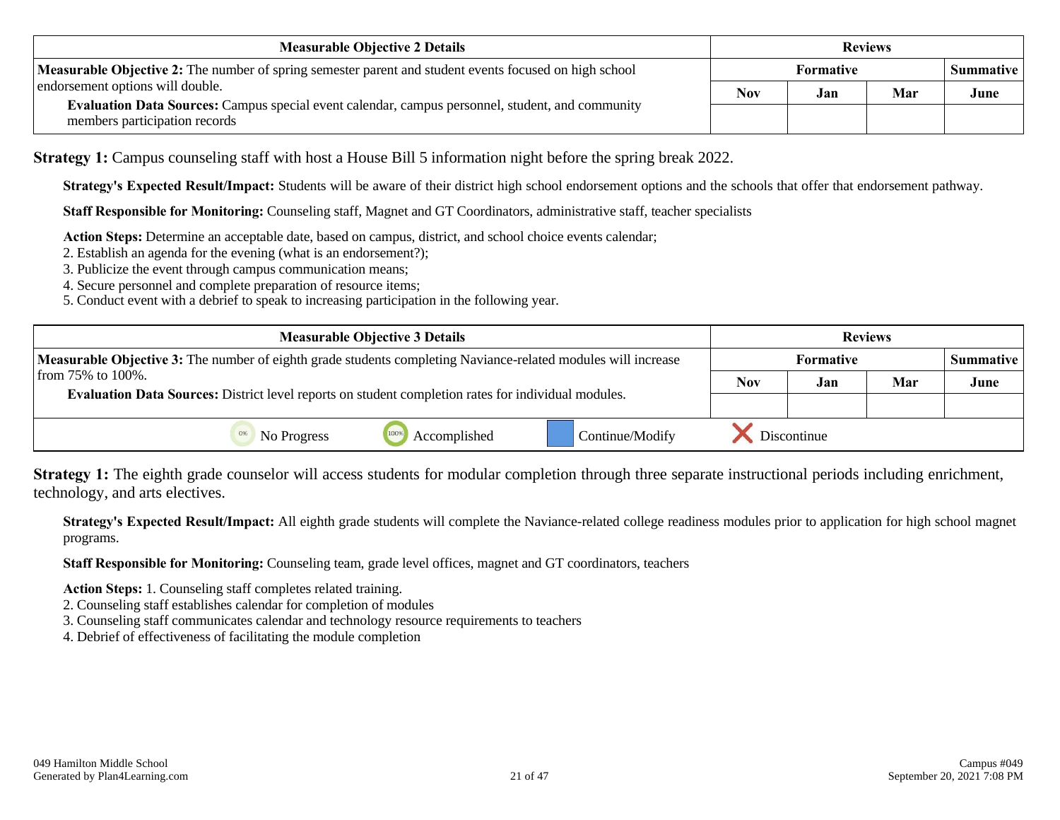| Measurable Objective 2 Details | Reviews | | | |
|---|---|---|---|---|
| **Measurable Objective 2:** The number of spring semester parent and student events focused on high school endorsement options will double. | Formative | | | Summative |
| **Evaluation Data Sources:** Campus special event calendar, campus personnel, student, and community members participation records | Nov | Jan | Mar | June |
| | | | | |

**Strategy 1:** Campus counseling staff with host a House Bill 5 information night before the spring break 2022.

**Strategy's Expected Result/Impact:** Students will be aware of their district high school endorsement options and the schools that offer that endorsement pathway.

**Staff Responsible for Monitoring:** Counseling staff, Magnet and GT Coordinators, administrative staff, teacher specialists

**Action Steps:** Determine an acceptable date, based on campus, district, and school choice events calendar;
2. Establish an agenda for the evening (what is an endorsement?);
3. Publicize the event through campus communication means;
4. Secure personnel and complete preparation of resource items;
5. Conduct event with a debrief to speak to increasing participation in the following year.

| Measurable Objective 3 Details | Reviews | | | |
|---|---|---|---|---|
| **Measurable Objective 3:** The number of eighth grade students completing Naviance-related modules will increase from 75% to 100%. | Formative | | | Summative |
| **Evaluation Data Sources:** District level reports on student completion rates for individual modules. | Nov | Jan | Mar | June |
| | | | | |

No Progress | Accomplished | Continue/Modify | Discontinue

**Strategy 1:** The eighth grade counselor will access students for modular completion through three separate instructional periods including enrichment, technology, and arts electives.

**Strategy's Expected Result/Impact:** All eighth grade students will complete the Naviance-related college readiness modules prior to application for high school magnet programs.

**Staff Responsible for Monitoring:** Counseling team, grade level offices, magnet and GT coordinators, teachers

**Action Steps:** 1. Counseling staff completes related training.
2. Counseling staff establishes calendar for completion of modules
3. Counseling staff communicates calendar and technology resource requirements to teachers
4. Debrief of effectiveness of facilitating the module completion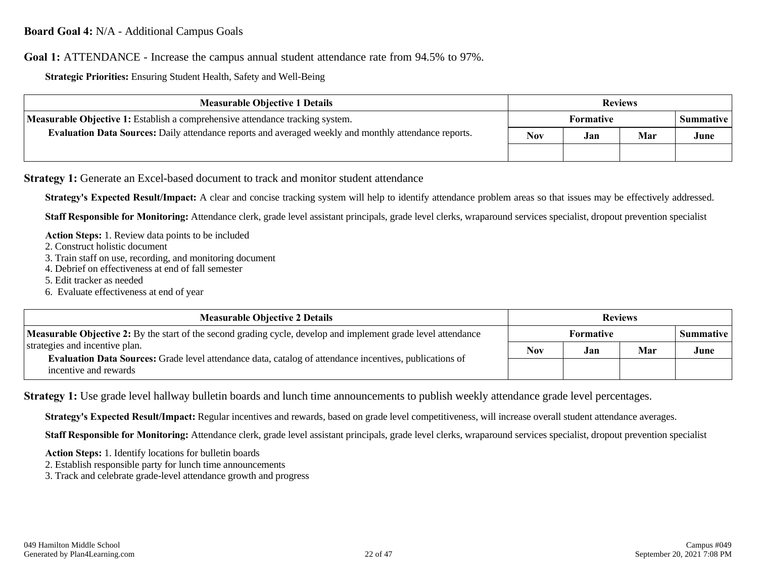**Board Goal 4:** N/A - Additional Campus Goals

**Goal 1:** ATTENDANCE - Increase the campus annual student attendance rate from 94.5% to 97%.

**Strategic Priorities:** Ensuring Student Health, Safety and Well-Being

| Measurable Objective 1 Details | Reviews | | | |
|---|---|---|---|---|
| | Formative | | | Summative |
| **Measurable Objective 1:** Establish a comprehensive attendance tracking system. **Evaluation Data Sources:** Daily attendance reports and averaged weekly and monthly attendance reports. | Nov | Jan | Mar | June |
| | | | | |

**Strategy 1:** Generate an Excel-based document to track and monitor student attendance

**Strategy's Expected Result/Impact:** A clear and concise tracking system will help to identify attendance problem areas so that issues may be effectively addressed.

**Staff Responsible for Monitoring:** Attendance clerk, grade level assistant principals, grade level clerks, wraparound services specialist, dropout prevention specialist

**Action Steps:** 1. Review data points to be included
2. Construct holistic document
3. Train staff on use, recording, and monitoring document
4. Debrief on effectiveness at end of fall semester
5. Edit tracker as needed
6. Evaluate effectiveness at end of year

| Measurable Objective 2 Details | Reviews | | | |
|---|---|---|---|---|
| | Formative | | | Summative |
| **Measurable Objective 2:** By the start of the second grading cycle, develop and implement grade level attendance strategies and incentive plan. **Evaluation Data Sources:** Grade level attendance data, catalog of attendance incentives, publications of incentive and rewards | Nov | Jan | Mar | June |
| | | | | |

**Strategy 1:** Use grade level hallway bulletin boards and lunch time announcements to publish weekly attendance grade level percentages.

**Strategy's Expected Result/Impact:** Regular incentives and rewards, based on grade level competitiveness, will increase overall student attendance averages.

**Staff Responsible for Monitoring:** Attendance clerk, grade level assistant principals, grade level clerks, wraparound services specialist, dropout prevention specialist

**Action Steps:** 1. Identify locations for bulletin boards
2. Establish responsible party for lunch time announcements
3. Track and celebrate grade-level attendance growth and progress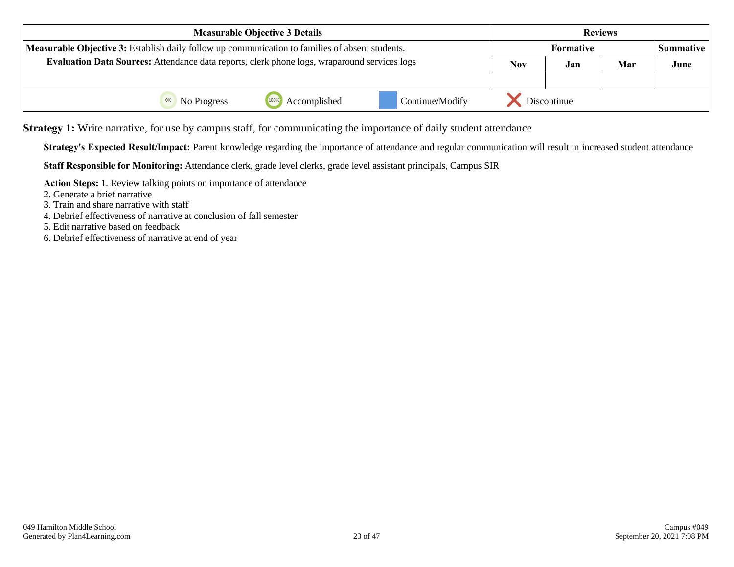| Measurable Objective 3 Details | Reviews | | | |
|---|---|---|---|---|
| **Measurable Objective 3:** Establish daily follow up communication to families of absent students. | Formative | | | Summative |
| **Evaluation Data Sources:** Attendance data reports, clerk phone logs, wraparound services logs | Nov | Jan | Mar | June |
| | | | | |

0% No Progress | 100% Accomplished | Continue/Modify | Discontinue

**Strategy 1:** Write narrative, for use by campus staff, for communicating the importance of daily student attendance

**Strategy's Expected Result/Impact:** Parent knowledge regarding the importance of attendance and regular communication will result in increased student attendance

**Staff Responsible for Monitoring:** Attendance clerk, grade level clerks, grade level assistant principals, Campus SIR

**Action Steps:** 1. Review talking points on importance of attendance
2. Generate a brief narrative
3. Train and share narrative with staff
4. Debrief effectiveness of narrative at conclusion of fall semester
5. Edit narrative based on feedback
6. Debrief effectiveness of narrative at end of year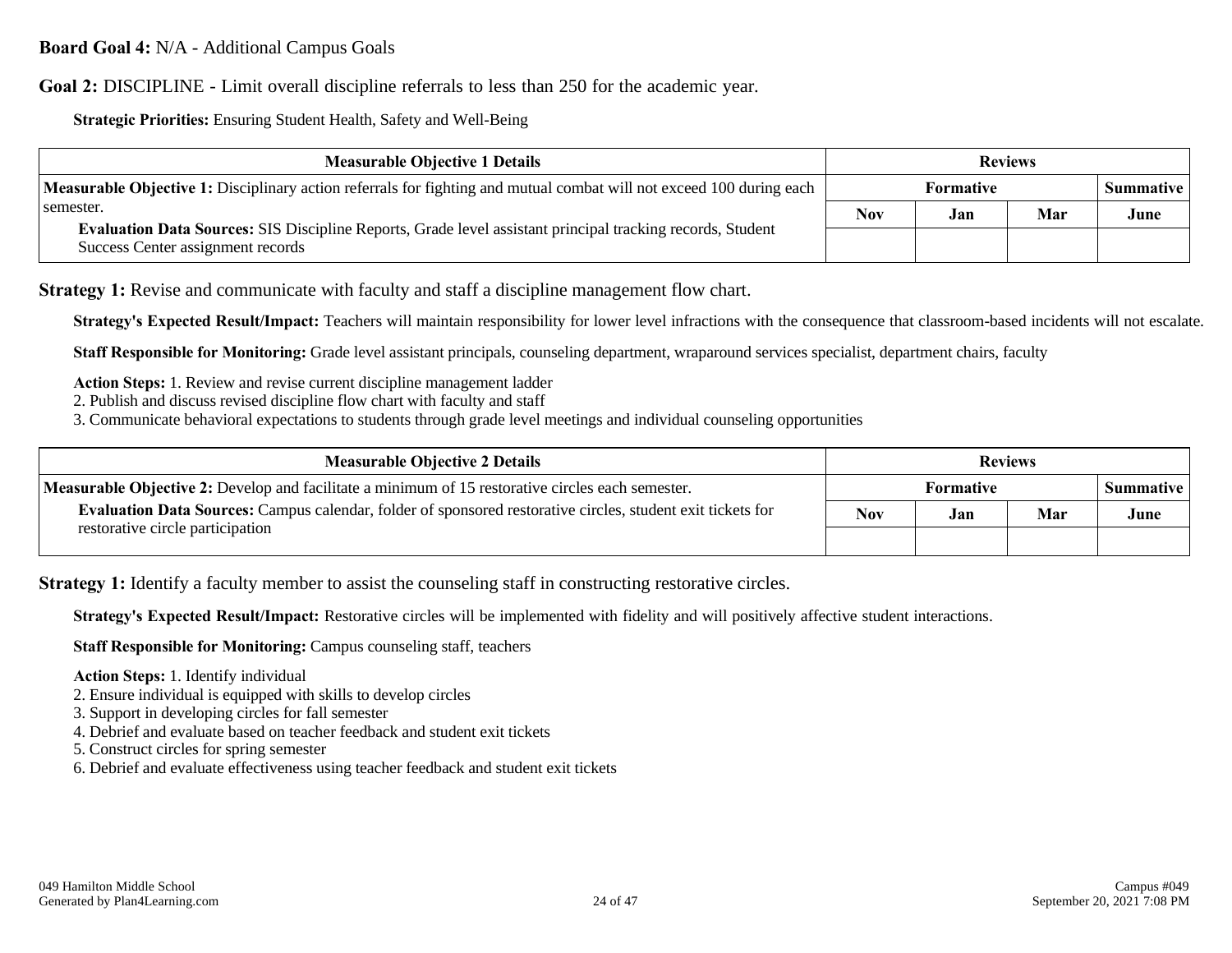**Board Goal 4:** N/A - Additional Campus Goals

**Goal 2:** DISCIPLINE - Limit overall discipline referrals to less than 250 for the academic year.

**Strategic Priorities:** Ensuring Student Health, Safety and Well-Being

| Measurable Objective 1 Details | Reviews | | | |
|---|---|---|---|---|
| **Measurable Objective 1:** Disciplinary action referrals for fighting and mutual combat will not exceed 100 during each semester. | Formative | | | Summative |
| **Evaluation Data Sources:** SIS Discipline Reports, Grade level assistant principal tracking records, Student Success Center assignment records | Nov | Jan | Mar | June |
| | | | | |

**Strategy 1:** Revise and communicate with faculty and staff a discipline management flow chart.

**Strategy's Expected Result/Impact:** Teachers will maintain responsibility for lower level infractions with the consequence that classroom-based incidents will not escalate.

**Staff Responsible for Monitoring:** Grade level assistant principals, counseling department, wraparound services specialist, department chairs, faculty

**Action Steps:** 1. Review and revise current discipline management ladder
2. Publish and discuss revised discipline flow chart with faculty and staff
3. Communicate behavioral expectations to students through grade level meetings and individual counseling opportunities

| Measurable Objective 2 Details | Reviews | | | |
|---|---|---|---|---|
| **Measurable Objective 2:** Develop and facilitate a minimum of 15 restorative circles each semester. | Formative | | | Summative |
| **Evaluation Data Sources:** Campus calendar, folder of sponsored restorative circles, student exit tickets for restorative circle participation | Nov | Jan | Mar | June |
| | | | | |

**Strategy 1:** Identify a faculty member to assist the counseling staff in constructing restorative circles.

**Strategy's Expected Result/Impact:** Restorative circles will be implemented with fidelity and will positively affective student interactions.

**Staff Responsible for Monitoring:** Campus counseling staff, teachers

**Action Steps:** 1. Identify individual
2. Ensure individual is equipped with skills to develop circles
3. Support in developing circles for fall semester
4. Debrief and evaluate based on teacher feedback and student exit tickets
5. Construct circles for spring semester
6. Debrief and evaluate effectiveness using teacher feedback and student exit tickets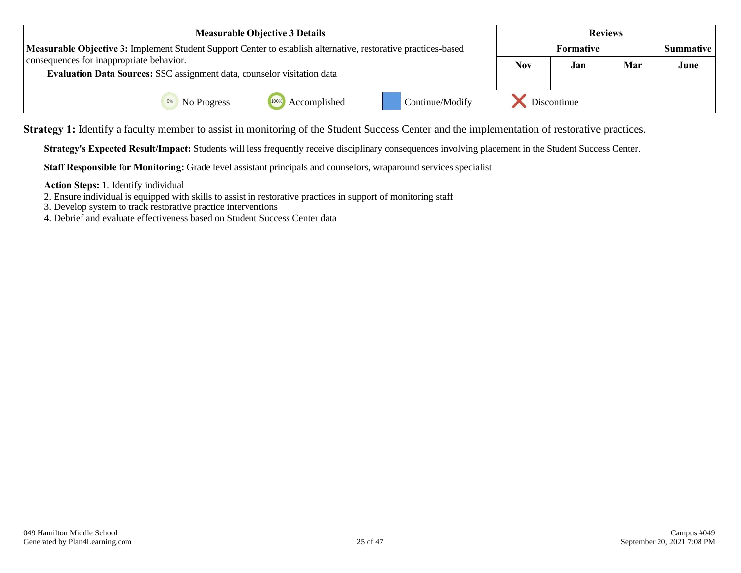| Measurable Objective 3 Details | Reviews | | | |
|---|---|---|---|---|
| **Measurable Objective 3:** Implement Student Support Center to establish alternative, restorative practices-based consequences for inappropriate behavior. | Formative | | | Summative |
| **Evaluation Data Sources:** SSC assignment data, counselor visitation data | Nov | Jan | Mar | June |
| | | | | |
| No Progress · Accomplished · Continue/Modify · Discontinue | | | | |

**Strategy 1:** Identify a faculty member to assist in monitoring of the Student Success Center and the implementation of restorative practices.

**Strategy's Expected Result/Impact:** Students will less frequently receive disciplinary consequences involving placement in the Student Success Center.

**Staff Responsible for Monitoring:** Grade level assistant principals and counselors, wraparound services specialist

**Action Steps:** 1. Identify individual
2. Ensure individual is equipped with skills to assist in restorative practices in support of monitoring staff
3. Develop system to track restorative practice interventions
4. Debrief and evaluate effectiveness based on Student Success Center data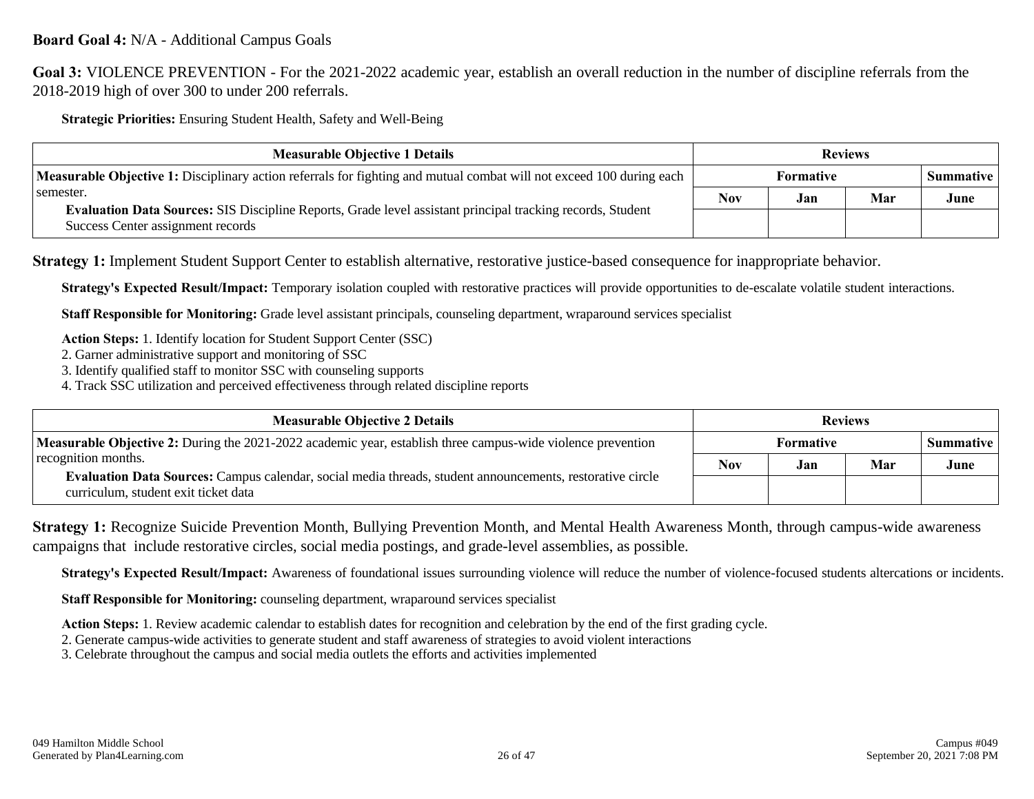**Board Goal 4:** N/A - Additional Campus Goals

**Goal 3:** VIOLENCE PREVENTION - For the 2021-2022 academic year, establish an overall reduction in the number of discipline referrals from the 2018-2019 high of over 300 to under 200 referrals.

**Strategic Priorities:** Ensuring Student Health, Safety and Well-Being

| Measurable Objective 1 Details | Reviews | | | |
|---|---|---|---|---|
| **Measurable Objective 1:** Disciplinary action referrals for fighting and mutual combat will not exceed 100 during each semester. | Formative | | | Summative |
| **Evaluation Data Sources:** SIS Discipline Reports, Grade level assistant principal tracking records, Student Success Center assignment records | Nov | Jan | Mar | June |
| | | | | |

**Strategy 1:** Implement Student Support Center to establish alternative, restorative justice-based consequence for inappropriate behavior.

**Strategy's Expected Result/Impact:** Temporary isolation coupled with restorative practices will provide opportunities to de-escalate volatile student interactions.

**Staff Responsible for Monitoring:** Grade level assistant principals, counseling department, wraparound services specialist

**Action Steps:** 1. Identify location for Student Support Center (SSC)
2. Garner administrative support and monitoring of SSC
3. Identify qualified staff to monitor SSC with counseling supports
4. Track SSC utilization and perceived effectiveness through related discipline reports

| Measurable Objective 2 Details | Reviews | | | |
|---|---|---|---|---|
| **Measurable Objective 2:** During the 2021-2022 academic year, establish three campus-wide violence prevention recognition months. | Formative | | | Summative |
| **Evaluation Data Sources:** Campus calendar, social media threads, student announcements, restorative circle curriculum, student exit ticket data | Nov | Jan | Mar | June |
| | | | | |

**Strategy 1:** Recognize Suicide Prevention Month, Bullying Prevention Month, and Mental Health Awareness Month, through campus-wide awareness campaigns that include restorative circles, social media postings, and grade-level assemblies, as possible.

**Strategy's Expected Result/Impact:** Awareness of foundational issues surrounding violence will reduce the number of violence-focused students altercations or incidents.

**Staff Responsible for Monitoring:** counseling department, wraparound services specialist

**Action Steps:** 1. Review academic calendar to establish dates for recognition and celebration by the end of the first grading cycle.
2. Generate campus-wide activities to generate student and staff awareness of strategies to avoid violent interactions
3. Celebrate throughout the campus and social media outlets the efforts and activities implemented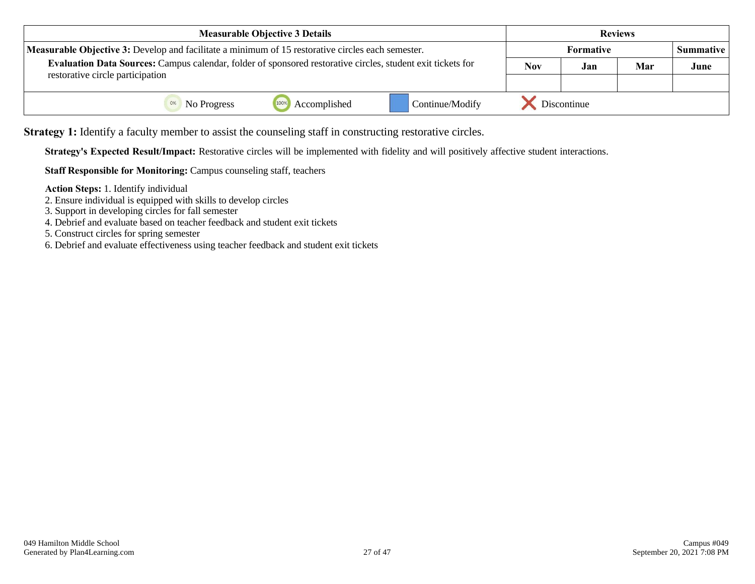| Measurable Objective 3 Details | Reviews | | | |
|---|---|---|---|---|
| | Formative | | | Summative |
| **Measurable Objective 3:** Develop and facilitate a minimum of 15 restorative circles each semester. **Evaluation Data Sources:** Campus calendar, folder of sponsored restorative circles, student exit tickets for restorative circle participation | Nov | Jan | Mar | June |
| | | | | |

No Progress | Accomplished | Continue/Modify | Discontinue

**Strategy 1:** Identify a faculty member to assist the counseling staff in constructing restorative circles.

**Strategy's Expected Result/Impact:** Restorative circles will be implemented with fidelity and will positively affective student interactions.

**Staff Responsible for Monitoring:** Campus counseling staff, teachers

**Action Steps:** 1. Identify individual
2. Ensure individual is equipped with skills to develop circles
3. Support in developing circles for fall semester
4. Debrief and evaluate based on teacher feedback and student exit tickets
5. Construct circles for spring semester
6. Debrief and evaluate effectiveness using teacher feedback and student exit tickets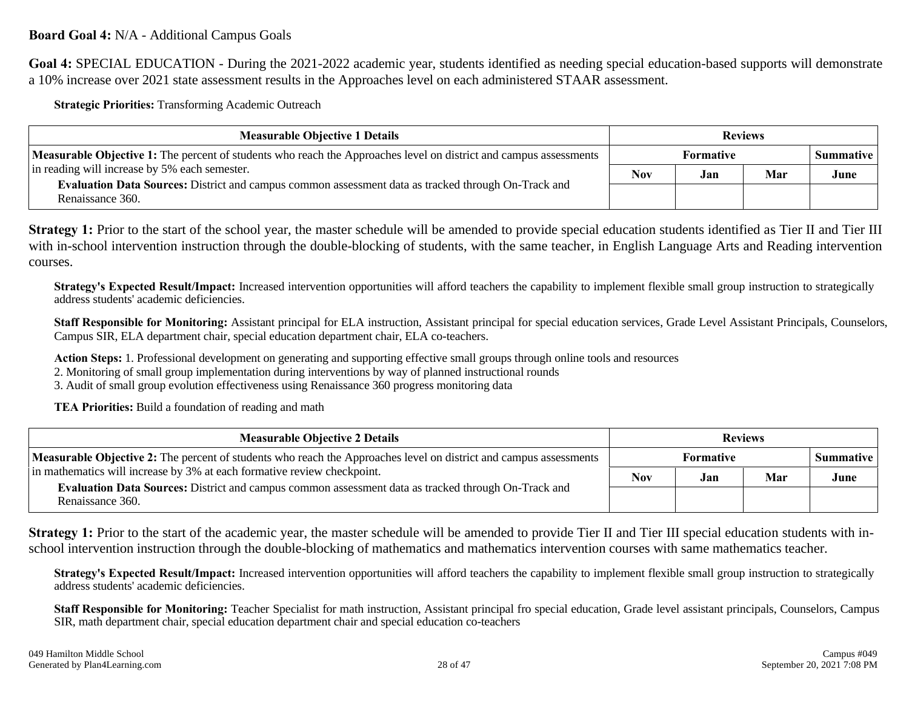**Board Goal 4:** N/A - Additional Campus Goals

**Goal 4:** SPECIAL EDUCATION - During the 2021-2022 academic year, students identified as needing special education-based supports will demonstrate a 10% increase over 2021 state assessment results in the Approaches level on each administered STAAR assessment.

**Strategic Priorities:** Transforming Academic Outreach

| Measurable Objective 1 Details | Reviews | | | |
|---|---|---|---|---|
| | Formative | | | Summative |
| **Measurable Objective 1:** The percent of students who reach the Approaches level on district and campus assessments in reading will increase by 5% each semester. **Evaluation Data Sources:** District and campus common assessment data as tracked through On-Track and Renaissance 360. | Nov | Jan | Mar | June |
| | | | | |

**Strategy 1:** Prior to the start of the school year, the master schedule will be amended to provide special education students identified as Tier II and Tier III with in-school intervention instruction through the double-blocking of students, with the same teacher, in English Language Arts and Reading intervention courses.

**Strategy's Expected Result/Impact:** Increased intervention opportunities will afford teachers the capability to implement flexible small group instruction to strategically address students' academic deficiencies.

**Staff Responsible for Monitoring:** Assistant principal for ELA instruction, Assistant principal for special education services, Grade Level Assistant Principals, Counselors, Campus SIR, ELA department chair, special education department chair, ELA co-teachers.

**Action Steps:** 1. Professional development on generating and supporting effective small groups through online tools and resources
2. Monitoring of small group implementation during interventions by way of planned instructional rounds
3. Audit of small group evolution effectiveness using Renaissance 360 progress monitoring data

**TEA Priorities:** Build a foundation of reading and math

| Measurable Objective 2 Details | Reviews | | | |
|---|---|---|---|---|
| | Formative | | | Summative |
| **Measurable Objective 2:** The percent of students who reach the Approaches level on district and campus assessments in mathematics will increase by 3% at each formative review checkpoint. **Evaluation Data Sources:** District and campus common assessment data as tracked through On-Track and Renaissance 360. | Nov | Jan | Mar | June |
| | | | | |

**Strategy 1:** Prior to the start of the academic year, the master schedule will be amended to provide Tier II and Tier III special education students with in-school intervention instruction through the double-blocking of mathematics and mathematics intervention courses with same mathematics teacher.

**Strategy's Expected Result/Impact:** Increased intervention opportunities will afford teachers the capability to implement flexible small group instruction to strategically address students' academic deficiencies.

**Staff Responsible for Monitoring:** Teacher Specialist for math instruction, Assistant principal fro special education, Grade level assistant principals, Counselors, Campus SIR, math department chair, special education department chair and special education co-teachers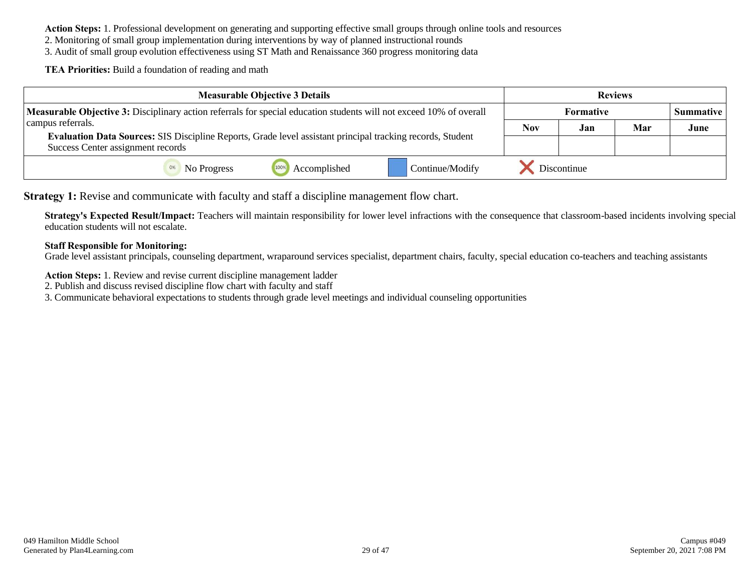**Action Steps:** 1. Professional development on generating and supporting effective small groups through online tools and resources
2. Monitoring of small group implementation during interventions by way of planned instructional rounds
3. Audit of small group evolution effectiveness using ST Math and Renaissance 360 progress monitoring data

**TEA Priorities:** Build a foundation of reading and math

| Measurable Objective 3 Details | Reviews | | | |
|---|---|---|---|---|
| | Formative | | | Summative |
| **Measurable Objective 3:** Disciplinary action referrals for special education students will not exceed 10% of overall campus referrals. **Evaluation Data Sources:** SIS Discipline Reports, Grade level assistant principal tracking records, Student Success Center assignment records | Nov | Jan | Mar | June |
| | | | | |
| No Progress / Accomplished / Continue/Modify / Discontinue | | | | |

**Strategy 1:** Revise and communicate with faculty and staff a discipline management flow chart.

**Strategy's Expected Result/Impact:** Teachers will maintain responsibility for lower level infractions with the consequence that classroom-based incidents involving special education students will not escalate.

**Staff Responsible for Monitoring:**
Grade level assistant principals, counseling department, wraparound services specialist, department chairs, faculty, special education co-teachers and teaching assistants

**Action Steps:** 1. Review and revise current discipline management ladder
2. Publish and discuss revised discipline flow chart with faculty and staff
3. Communicate behavioral expectations to students through grade level meetings and individual counseling opportunities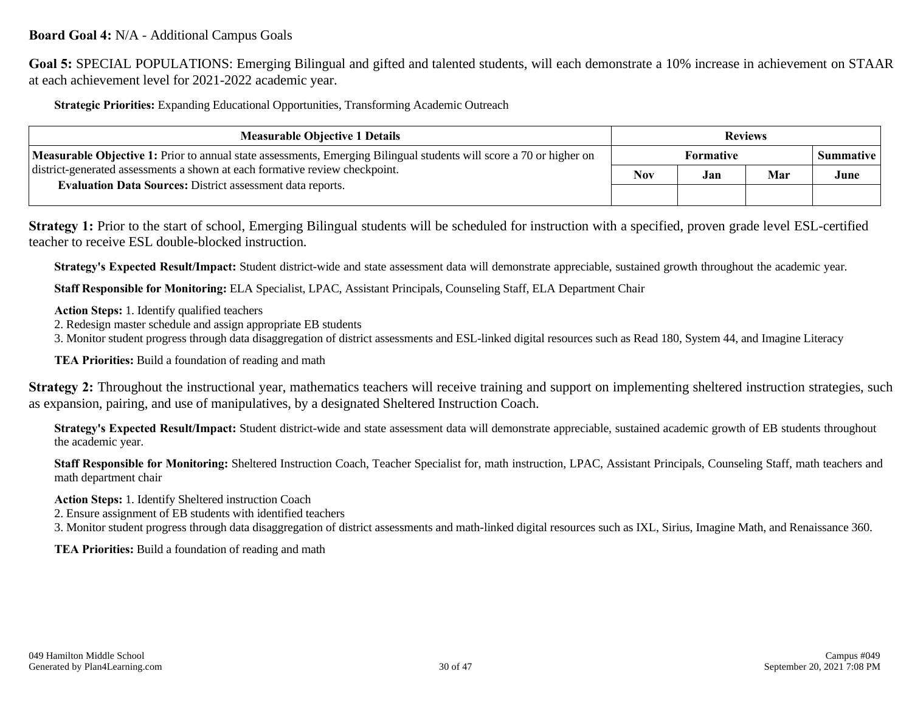**Board Goal 4:** N/A - Additional Campus Goals

**Goal 5:** SPECIAL POPULATIONS: Emerging Bilingual and gifted and talented students, will each demonstrate a 10% increase in achievement on STAAR at each achievement level for 2021-2022 academic year.

**Strategic Priorities:** Expanding Educational Opportunities, Transforming Academic Outreach

| Measurable Objective 1 Details | Reviews | | | |
|---|---|---|---|---|
| | Formative | | | Summative |
| | Nov | Jan | Mar | June |
| **Measurable Objective 1:** Prior to annual state assessments, Emerging Bilingual students will score a 70 or higher on district-generated assessments a shown at each formative review checkpoint.<br>**Evaluation Data Sources:** District assessment data reports. | | | | |

**Strategy 1:** Prior to the start of school, Emerging Bilingual students will be scheduled for instruction with a specified, proven grade level ESL-certified teacher to receive ESL double-blocked instruction.

**Strategy's Expected Result/Impact:** Student district-wide and state assessment data will demonstrate appreciable, sustained growth throughout the academic year.

**Staff Responsible for Monitoring:** ELA Specialist, LPAC, Assistant Principals, Counseling Staff, ELA Department Chair

**Action Steps:** 1. Identify qualified teachers
2. Redesign master schedule and assign appropriate EB students
3. Monitor student progress through data disaggregation of district assessments and ESL-linked digital resources such as Read 180, System 44, and Imagine Literacy

**TEA Priorities:** Build a foundation of reading and math

**Strategy 2:** Throughout the instructional year, mathematics teachers will receive training and support on implementing sheltered instruction strategies, such as expansion, pairing, and use of manipulatives, by a designated Sheltered Instruction Coach.

**Strategy's Expected Result/Impact:** Student district-wide and state assessment data will demonstrate appreciable, sustained academic growth of EB students throughout the academic year.

**Staff Responsible for Monitoring:** Sheltered Instruction Coach, Teacher Specialist for, math instruction, LPAC, Assistant Principals, Counseling Staff, math teachers and math department chair

**Action Steps:** 1. Identify Sheltered instruction Coach
2. Ensure assignment of EB students with identified teachers
3. Monitor student progress through data disaggregation of district assessments and math-linked digital resources such as IXL, Sirius, Imagine Math, and Renaissance 360.

**TEA Priorities:** Build a foundation of reading and math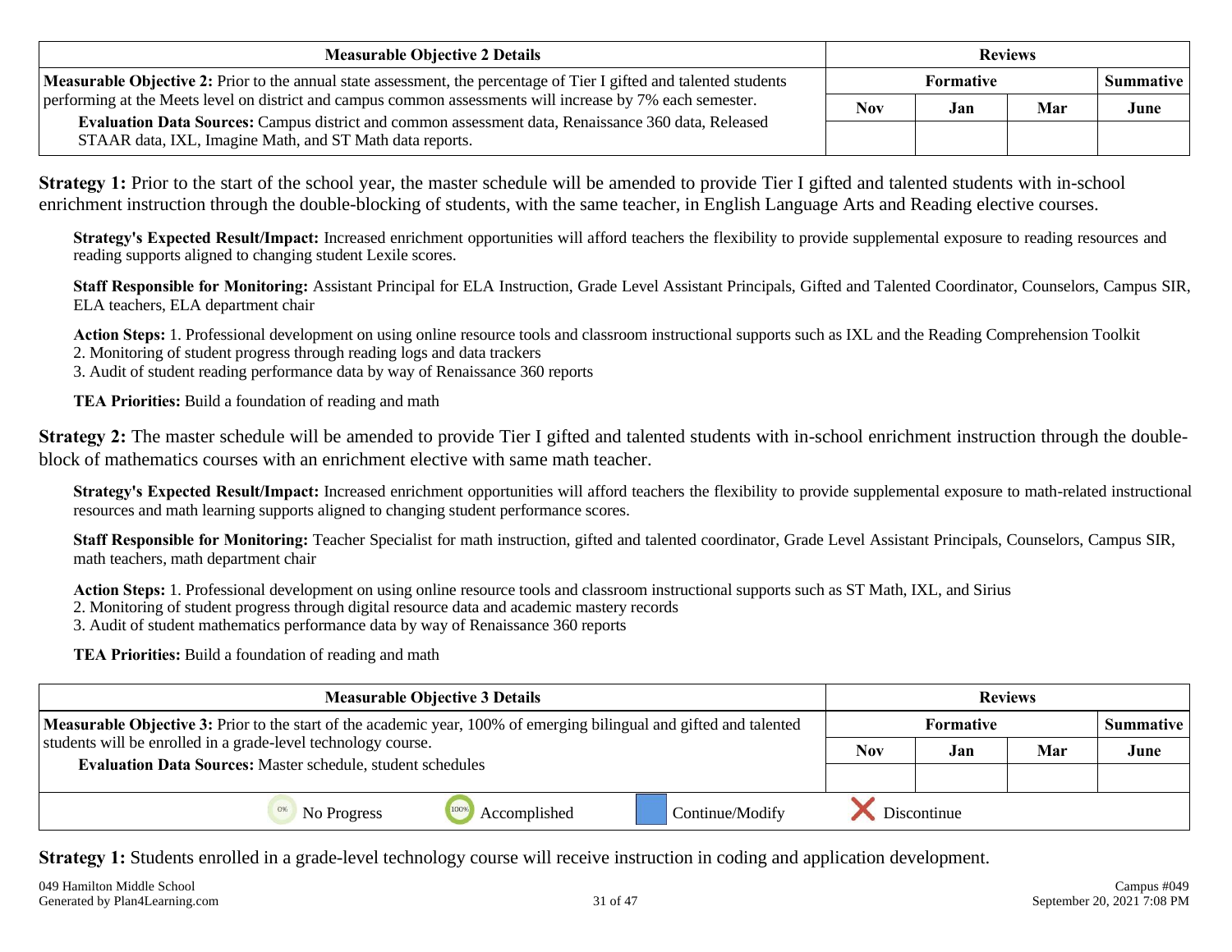| Measurable Objective 2 Details | Reviews | | | |
|---|---|---|---|---|
| | Formative | | | Summative |
| **Measurable Objective 2:** Prior to the annual state assessment, the percentage of Tier I gifted and talented students performing at the Meets level on district and campus common assessments will increase by 7% each semester. **Evaluation Data Sources:** Campus district and common assessment data, Renaissance 360 data, Released STAAR data, IXL, Imagine Math, and ST Math data reports. | Nov | Jan | Mar | June |
| | | | | |

**Strategy 1:** Prior to the start of the school year, the master schedule will be amended to provide Tier I gifted and talented students with in-school enrichment instruction through the double-blocking of students, with the same teacher, in English Language Arts and Reading elective courses.

**Strategy's Expected Result/Impact:** Increased enrichment opportunities will afford teachers the flexibility to provide supplemental exposure to reading resources and reading supports aligned to changing student Lexile scores.

**Staff Responsible for Monitoring:** Assistant Principal for ELA Instruction, Grade Level Assistant Principals, Gifted and Talented Coordinator, Counselors, Campus SIR, ELA teachers, ELA department chair

**Action Steps:** 1. Professional development on using online resource tools and classroom instructional supports such as IXL and the Reading Comprehension Toolkit
2. Monitoring of student progress through reading logs and data trackers
3. Audit of student reading performance data by way of Renaissance 360 reports

**TEA Priorities:** Build a foundation of reading and math

**Strategy 2:** The master schedule will be amended to provide Tier I gifted and talented students with in-school enrichment instruction through the double-block of mathematics courses with an enrichment elective with same math teacher.

**Strategy's Expected Result/Impact:** Increased enrichment opportunities will afford teachers the flexibility to provide supplemental exposure to math-related instructional resources and math learning supports aligned to changing student performance scores.

**Staff Responsible for Monitoring:** Teacher Specialist for math instruction, gifted and talented coordinator, Grade Level Assistant Principals, Counselors, Campus SIR, math teachers, math department chair

**Action Steps:** 1. Professional development on using online resource tools and classroom instructional supports such as ST Math, IXL, and Sirius
2. Monitoring of student progress through digital resource data and academic mastery records
3. Audit of student mathematics performance data by way of Renaissance 360 reports

**TEA Priorities:** Build a foundation of reading and math

| Measurable Objective 3 Details | Reviews | | | |
|---|---|---|---|---|
| | Formative | | | Summative |
| **Measurable Objective 3:** Prior to the start of the academic year, 100% of emerging bilingual and gifted and talented students will be enrolled in a grade-level technology course. **Evaluation Data Sources:** Master schedule, student schedules | Nov | Jan | Mar | June |
| | | | | |

0% No Progress | 100% Accomplished | Continue/Modify | X Discontinue

**Strategy 1:** Students enrolled in a grade-level technology course will receive instruction in coding and application development.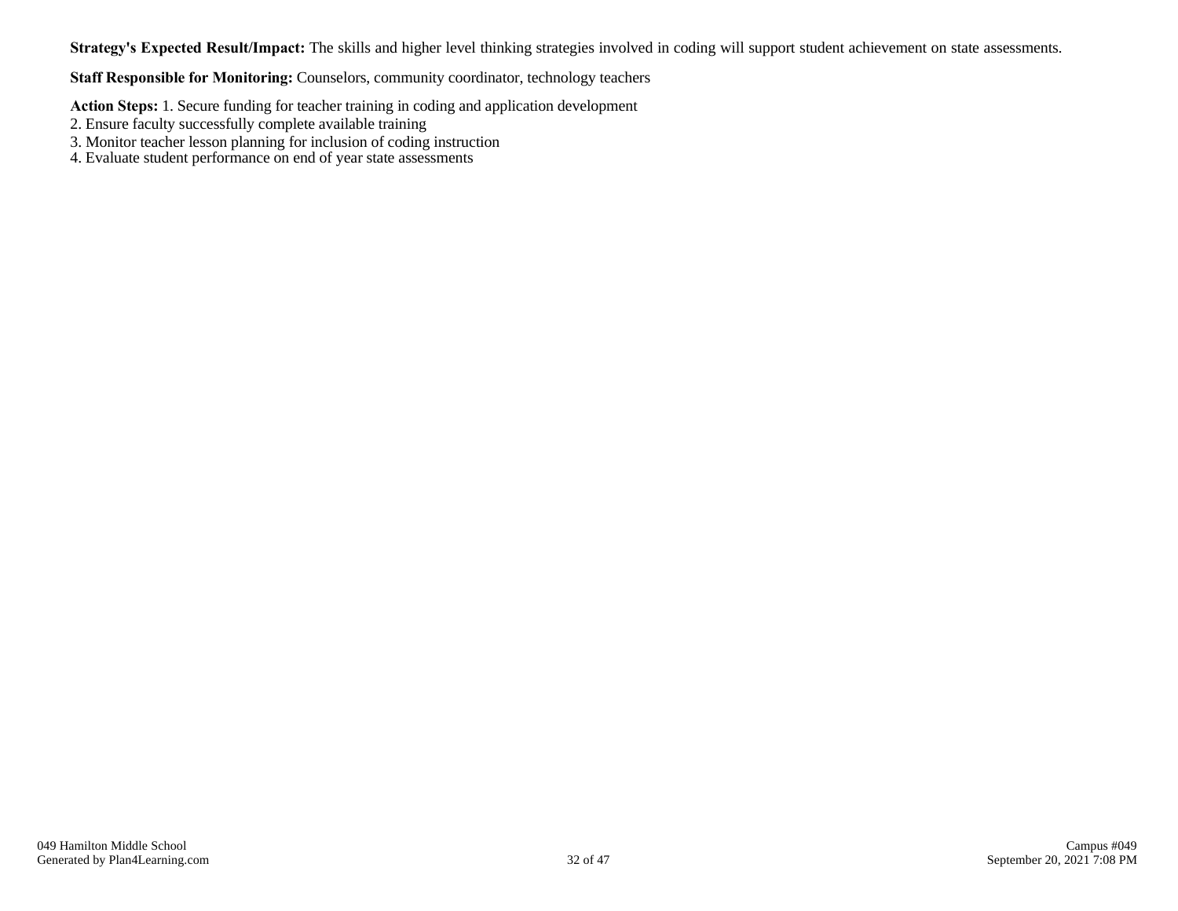**Strategy's Expected Result/Impact:** The skills and higher level thinking strategies involved in coding will support student achievement on state assessments.

**Staff Responsible for Monitoring:** Counselors, community coordinator, technology teachers

**Action Steps:** 1. Secure funding for teacher training in coding and application development
2. Ensure faculty successfully complete available training
3. Monitor teacher lesson planning for inclusion of coding instruction
4. Evaluate student performance on end of year state assessments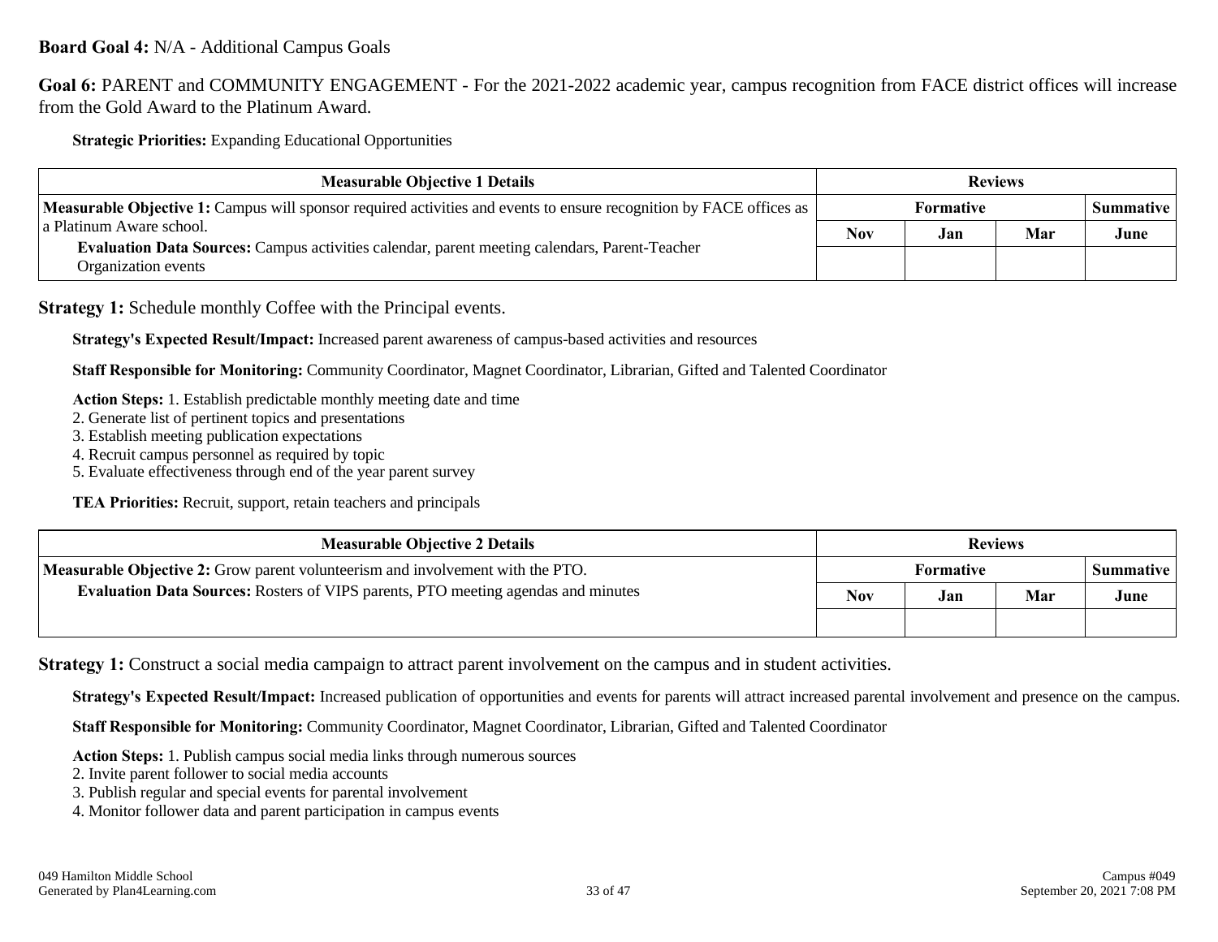**Board Goal 4:** N/A - Additional Campus Goals

**Goal 6:** PARENT and COMMUNITY ENGAGEMENT - For the 2021-2022 academic year, campus recognition from FACE district offices will increase from the Gold Award to the Platinum Award.

**Strategic Priorities:** Expanding Educational Opportunities

| Measurable Objective 1 Details | Reviews | | | |
|---|---|---|---|---|
| | Formative | | | Summative |
| | Nov | Jan | Mar | June |
| **Measurable Objective 1:** Campus will sponsor required activities and events to ensure recognition by FACE offices as a Platinum Aware school.<br>**Evaluation Data Sources:** Campus activities calendar, parent meeting calendars, Parent-Teacher Organization events | | | | |

**Strategy 1:** Schedule monthly Coffee with the Principal events.

**Strategy's Expected Result/Impact:** Increased parent awareness of campus-based activities and resources

**Staff Responsible for Monitoring:** Community Coordinator, Magnet Coordinator, Librarian, Gifted and Talented Coordinator

**Action Steps:** 1. Establish predictable monthly meeting date and time
2. Generate list of pertinent topics and presentations
3. Establish meeting publication expectations
4. Recruit campus personnel as required by topic
5. Evaluate effectiveness through end of the year parent survey

**TEA Priorities:** Recruit, support, retain teachers and principals

| Measurable Objective 2 Details | Reviews | | | |
|---|---|---|---|---|
| | Formative | | | Summative |
| | Nov | Jan | Mar | June |
| **Measurable Objective 2:** Grow parent volunteerism and involvement with the PTO.<br>**Evaluation Data Sources:** Rosters of VIPS parents, PTO meeting agendas and minutes | | | | |

**Strategy 1:** Construct a social media campaign to attract parent involvement on the campus and in student activities.

**Strategy's Expected Result/Impact:** Increased publication of opportunities and events for parents will attract increased parental involvement and presence on the campus.

**Staff Responsible for Monitoring:** Community Coordinator, Magnet Coordinator, Librarian, Gifted and Talented Coordinator

**Action Steps:** 1. Publish campus social media links through numerous sources
2. Invite parent follower to social media accounts
3. Publish regular and special events for parental involvement
4. Monitor follower data and parent participation in campus events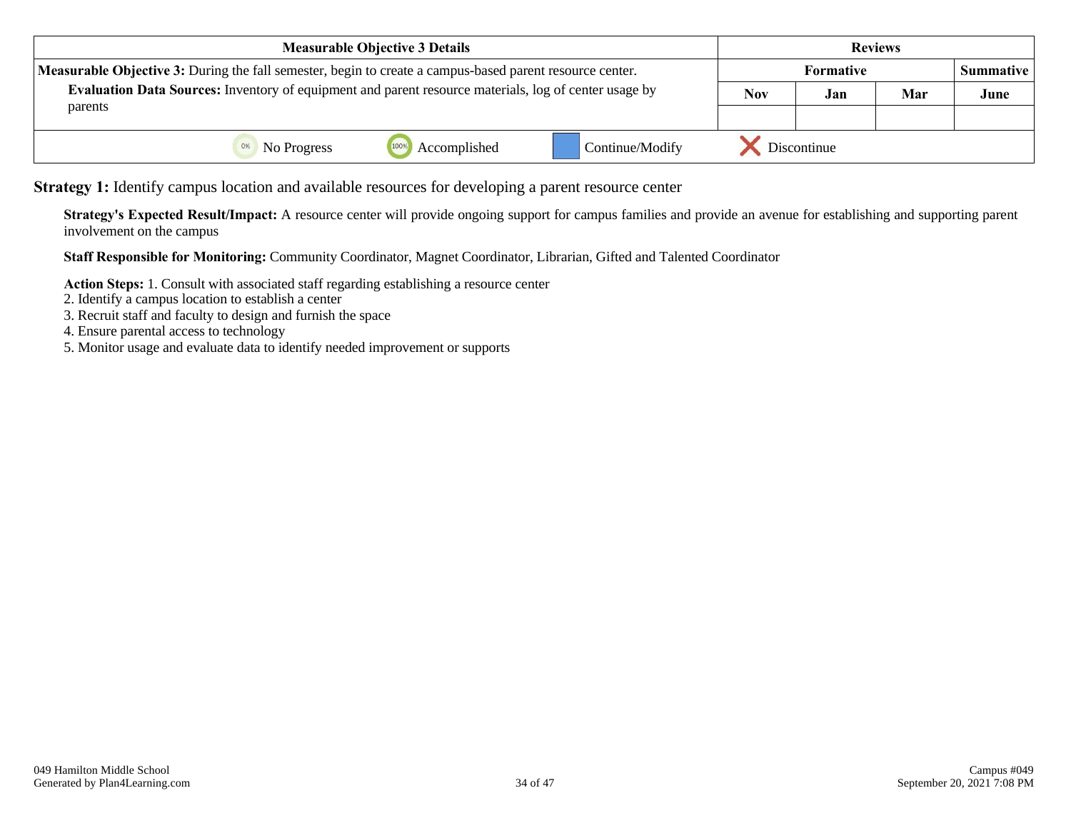| Measurable Objective 3 Details | Reviews | | | |
|---|---|---|---|---|
| **Measurable Objective 3:** During the fall semester, begin to create a campus-based parent resource center. | Formative | | | Summative |
| **Evaluation Data Sources:** Inventory of equipment and parent resource materials, log of center usage by parents | Nov | Jan | Mar | June |
| | | | | |

0% No Progress — 100% Accomplished — Continue/Modify — Discontinue

**Strategy 1:** Identify campus location and available resources for developing a parent resource center

**Strategy's Expected Result/Impact:** A resource center will provide ongoing support for campus families and provide an avenue for establishing and supporting parent involvement on the campus

**Staff Responsible for Monitoring:** Community Coordinator, Magnet Coordinator, Librarian, Gifted and Talented Coordinator

**Action Steps:** 1. Consult with associated staff regarding establishing a resource center
2. Identify a campus location to establish a center
3. Recruit staff and faculty to design and furnish the space
4. Ensure parental access to technology
5. Monitor usage and evaluate data to identify needed improvement or supports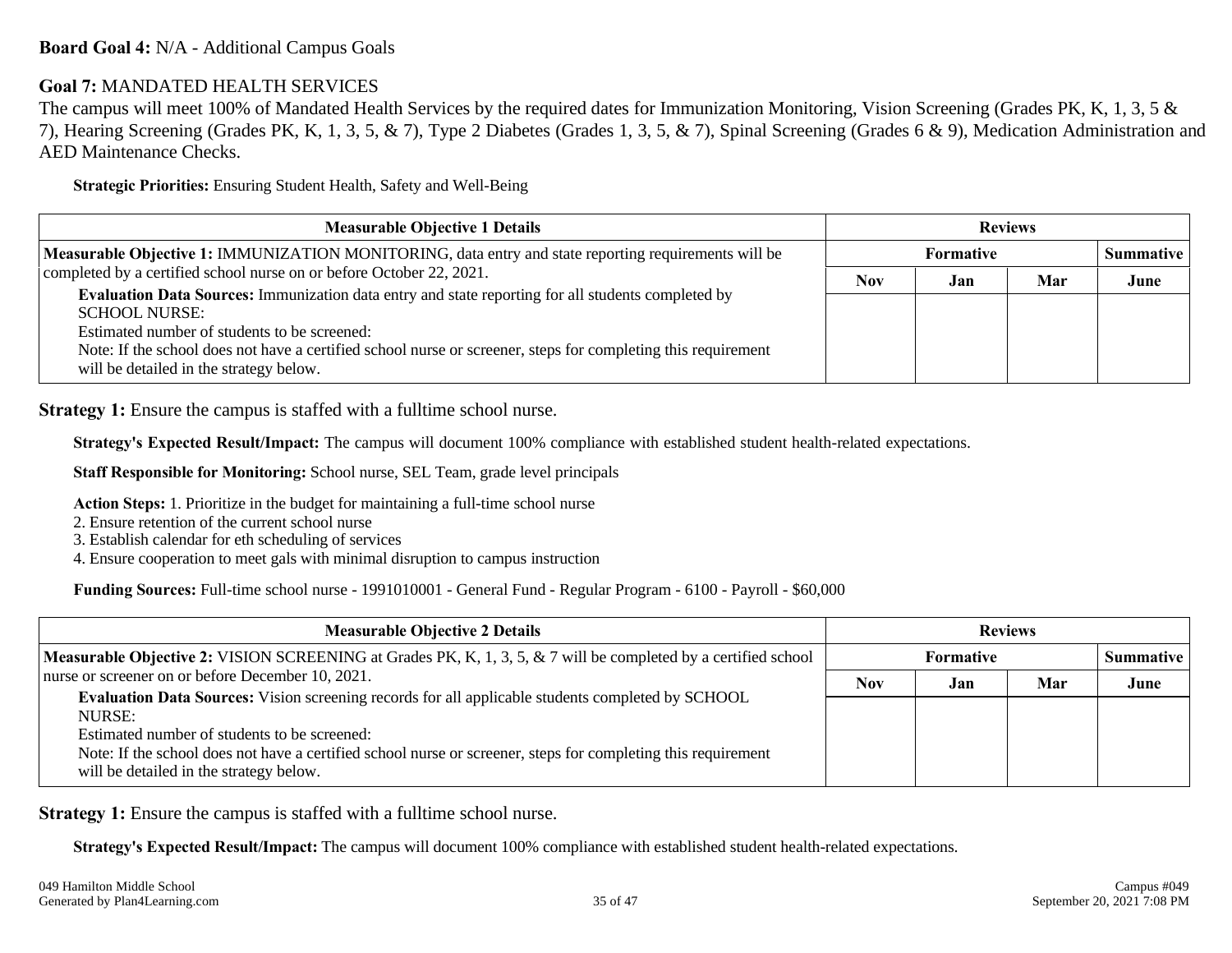**Board Goal 4:** N/A - Additional Campus Goals

**Goal 7:** MANDATED HEALTH SERVICES

The campus will meet 100% of Mandated Health Services by the required dates for Immunization Monitoring, Vision Screening (Grades PK, K, 1, 3, 5 & 7), Hearing Screening (Grades PK, K, 1, 3, 5, & 7), Type 2 Diabetes (Grades 1, 3, 5, & 7), Spinal Screening (Grades 6 & 9), Medication Administration and AED Maintenance Checks.

**Strategic Priorities:** Ensuring Student Health, Safety and Well-Being

| Measurable Objective 1 Details | Reviews | | | |
|---|---|---|---|---|
| | Formative | | | Summative |
| | Nov | Jan | Mar | June |
| **Measurable Objective 1:** IMMUNIZATION MONITORING, data entry and state reporting requirements will be completed by a certified school nurse on or before October 22, 2021.<br>**Evaluation Data Sources:** Immunization data entry and state reporting for all students completed by SCHOOL NURSE:<br>Estimated number of students to be screened:<br>Note: If the school does not have a certified school nurse or screener, steps for completing this requirement will be detailed in the strategy below. | | | | |

**Strategy 1:** Ensure the campus is staffed with a fulltime school nurse.

**Strategy's Expected Result/Impact:** The campus will document 100% compliance with established student health-related expectations.

**Staff Responsible for Monitoring:** School nurse, SEL Team, grade level principals

**Action Steps:** 1. Prioritize in the budget for maintaining a full-time school nurse
2. Ensure retention of the current school nurse
3. Establish calendar for eth scheduling of services
4. Ensure cooperation to meet gals with minimal disruption to campus instruction

**Funding Sources:** Full-time school nurse - 1991010001 - General Fund - Regular Program - 6100 - Payroll - $60,000

| Measurable Objective 2 Details | Reviews | | | |
|---|---|---|---|---|
| | Formative | | | Summative |
| | Nov | Jan | Mar | June |
| **Measurable Objective 2:** VISION SCREENING at Grades PK, K, 1, 3, 5, & 7 will be completed by a certified school nurse or screener on or before December 10, 2021.<br>**Evaluation Data Sources:** Vision screening records for all applicable students completed by SCHOOL NURSE:<br>Estimated number of students to be screened:<br>Note: If the school does not have a certified school nurse or screener, steps for completing this requirement will be detailed in the strategy below. | | | | |

**Strategy 1:** Ensure the campus is staffed with a fulltime school nurse.

**Strategy's Expected Result/Impact:** The campus will document 100% compliance with established student health-related expectations.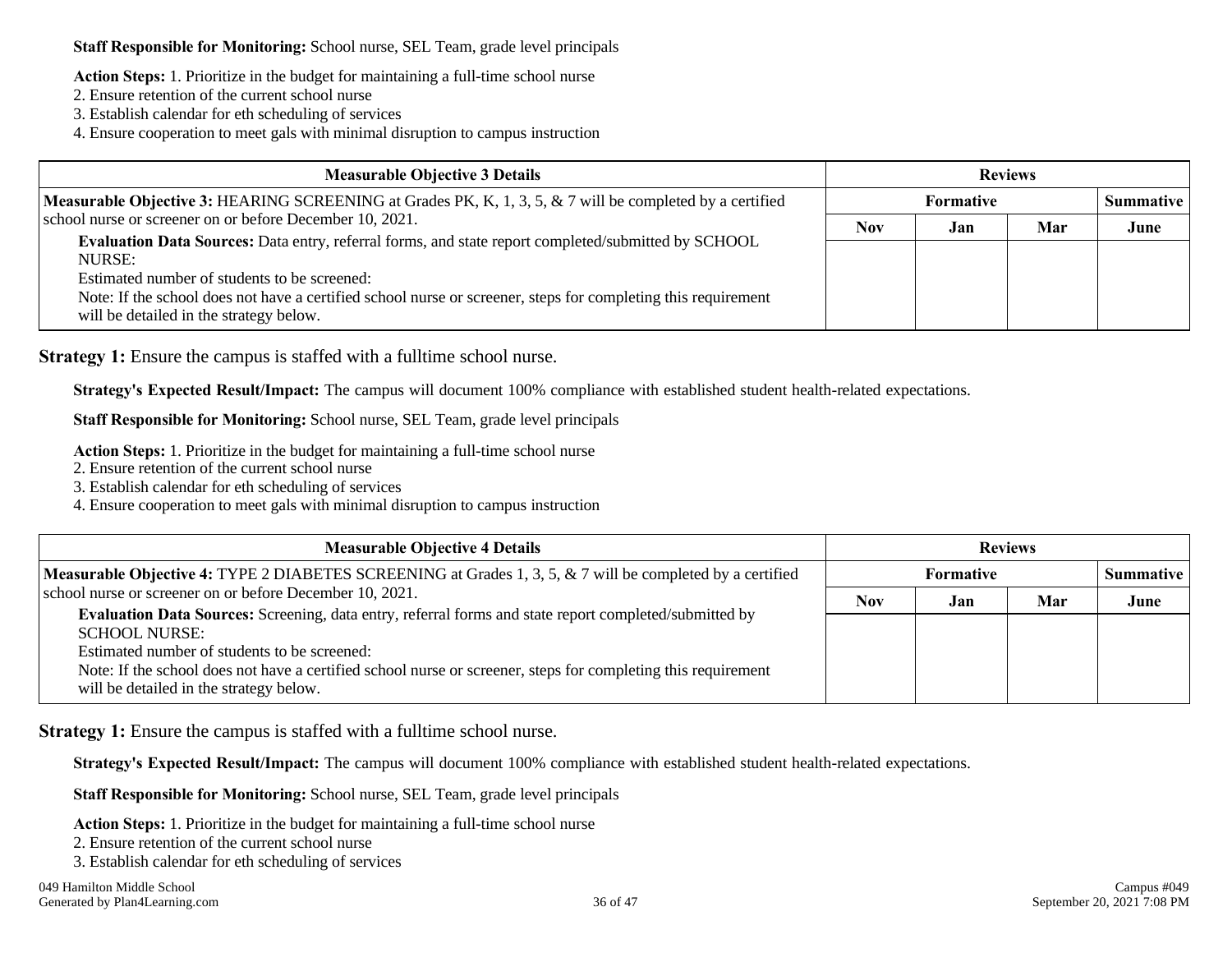**Staff Responsible for Monitoring:** School nurse, SEL Team, grade level principals

**Action Steps:** 1. Prioritize in the budget for maintaining a full-time school nurse
2. Ensure retention of the current school nurse
3. Establish calendar for eth scheduling of services
4. Ensure cooperation to meet gals with minimal disruption to campus instruction

| Measurable Objective 3 Details | Reviews | | | |
|---|---|---|---|---|
| | Formative | | | Summative |
| | Nov | Jan | Mar | June |
| **Measurable Objective 3:** HEARING SCREENING at Grades PK, K, 1, 3, 5, & 7 will be completed by a certified school nurse or screener on or before December 10, 2021.<br>**Evaluation Data Sources:** Data entry, referral forms, and state report completed/submitted by SCHOOL NURSE:<br>Estimated number of students to be screened:<br>Note: If the school does not have a certified school nurse or screener, steps for completing this requirement will be detailed in the strategy below. | | | | |

**Strategy 1:** Ensure the campus is staffed with a fulltime school nurse.

**Strategy's Expected Result/Impact:** The campus will document 100% compliance with established student health-related expectations.

**Staff Responsible for Monitoring:** School nurse, SEL Team, grade level principals

**Action Steps:** 1. Prioritize in the budget for maintaining a full-time school nurse
2. Ensure retention of the current school nurse
3. Establish calendar for eth scheduling of services
4. Ensure cooperation to meet gals with minimal disruption to campus instruction

| Measurable Objective 4 Details | Reviews | | | |
|---|---|---|---|---|
| | Formative | | | Summative |
| | Nov | Jan | Mar | June |
| **Measurable Objective 4:** TYPE 2 DIABETES SCREENING at Grades 1, 3, 5, & 7 will be completed by a certified school nurse or screener on or before December 10, 2021.<br>**Evaluation Data Sources:** Screening, data entry, referral forms and state report completed/submitted by SCHOOL NURSE:<br>Estimated number of students to be screened:<br>Note: If the school does not have a certified school nurse or screener, steps for completing this requirement will be detailed in the strategy below. | | | | |

**Strategy 1:** Ensure the campus is staffed with a fulltime school nurse.

**Strategy's Expected Result/Impact:** The campus will document 100% compliance with established student health-related expectations.

**Staff Responsible for Monitoring:** School nurse, SEL Team, grade level principals

**Action Steps:** 1. Prioritize in the budget for maintaining a full-time school nurse
2. Ensure retention of the current school nurse
3. Establish calendar for eth scheduling of services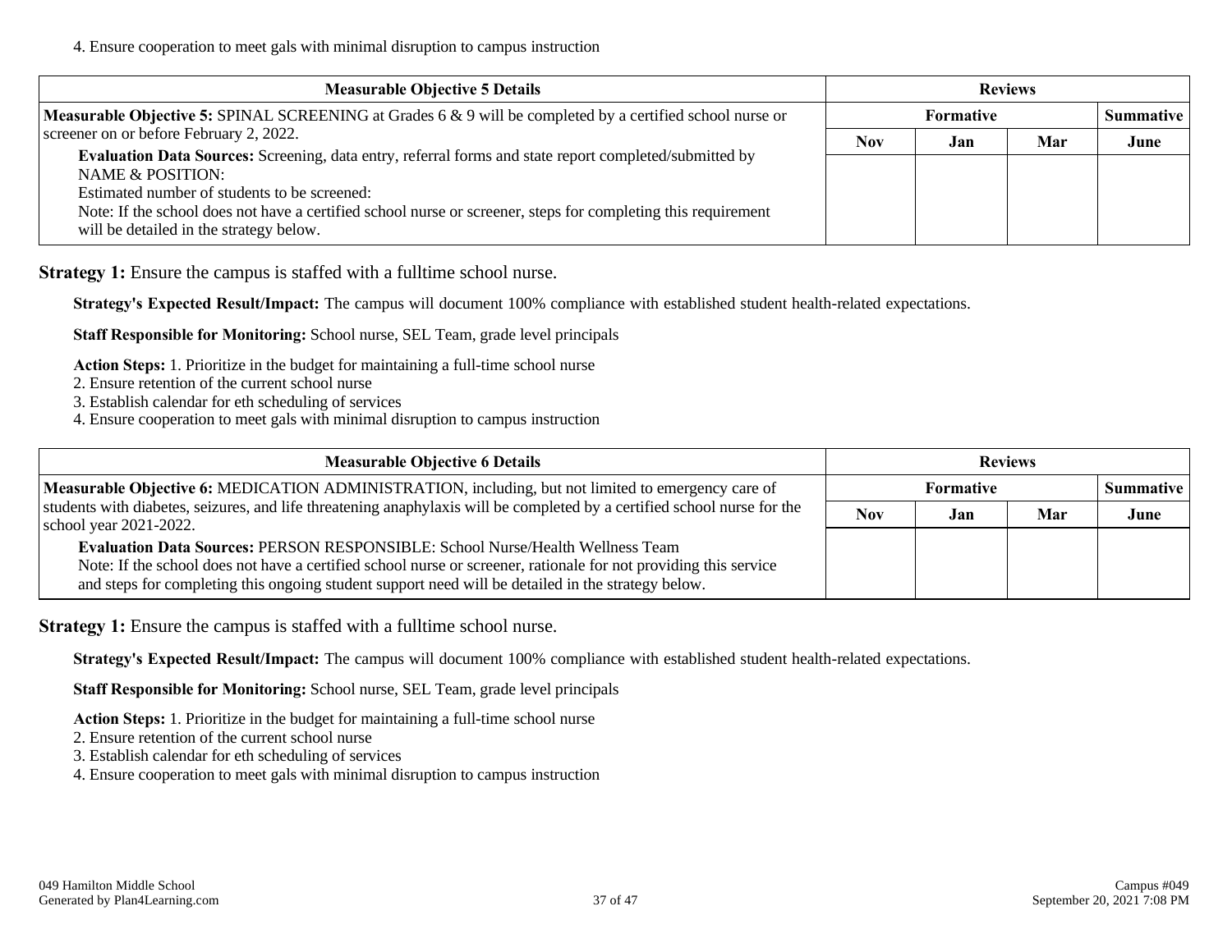4. Ensure cooperation to meet gals with minimal disruption to campus instruction

| Measurable Objective 5 Details | Reviews | | | |
|---|---|---|---|---|
| | Formative | | | Summative |
| | Nov | Jan | Mar | June |
| **Measurable Objective 5:** SPINAL SCREENING at Grades 6 & 9 will be completed by a certified school nurse or screener on or before February 2, 2022.<br>**Evaluation Data Sources:** Screening, data entry, referral forms and state report completed/submitted by NAME & POSITION:<br>Estimated number of students to be screened:<br>Note: If the school does not have a certified school nurse or screener, steps for completing this requirement will be detailed in the strategy below. | | | | |

**Strategy 1:** Ensure the campus is staffed with a fulltime school nurse.

**Strategy's Expected Result/Impact:** The campus will document 100% compliance with established student health-related expectations.

**Staff Responsible for Monitoring:** School nurse, SEL Team, grade level principals

**Action Steps:** 1. Prioritize in the budget for maintaining a full-time school nurse
2. Ensure retention of the current school nurse
3. Establish calendar for eth scheduling of services
4. Ensure cooperation to meet gals with minimal disruption to campus instruction

| Measurable Objective 6 Details | Reviews | | | |
|---|---|---|---|---|
| | Formative | | | Summative |
| | Nov | Jan | Mar | June |
| **Measurable Objective 6:** MEDICATION ADMINISTRATION, including, but not limited to emergency care of students with diabetes, seizures, and life threatening anaphylaxis will be completed by a certified school nurse for the school year 2021-2022.<br>**Evaluation Data Sources:** PERSON RESPONSIBLE: School Nurse/Health Wellness Team<br>Note: If the school does not have a certified school nurse or screener, rationale for not providing this service and steps for completing this ongoing student support need will be detailed in the strategy below. | | | | |

**Strategy 1:** Ensure the campus is staffed with a fulltime school nurse.

**Strategy's Expected Result/Impact:** The campus will document 100% compliance with established student health-related expectations.

**Staff Responsible for Monitoring:** School nurse, SEL Team, grade level principals

**Action Steps:** 1. Prioritize in the budget for maintaining a full-time school nurse
2. Ensure retention of the current school nurse
3. Establish calendar for eth scheduling of services
4. Ensure cooperation to meet gals with minimal disruption to campus instruction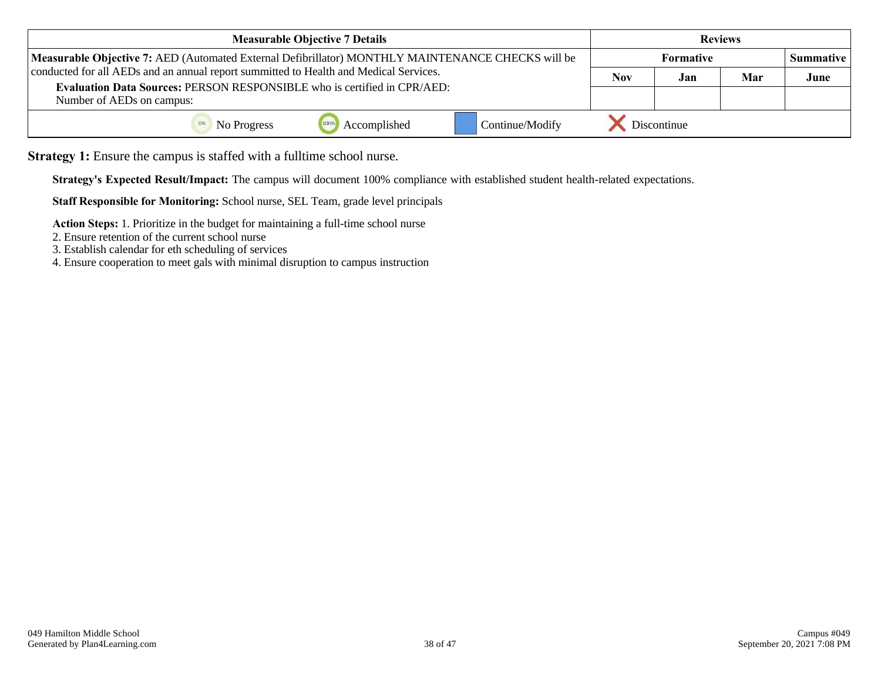| Measurable Objective 7 Details | Reviews | | | |
|---|---|---|---|---|
| **Measurable Objective 7:** AED (Automated External Defibrillator) MONTHLY MAINTENANCE CHECKS will be conducted for all AEDs and an annual report summitted to Health and Medical Services. | Formative | | | Summative |
| **Evaluation Data Sources:** PERSON RESPONSIBLE who is certified in CPR/AED: Number of AEDs on campus: | Nov | Jan | Mar | June |
| | | | | |

No Progress | Accomplished | Continue/Modify | Discontinue

**Strategy 1:** Ensure the campus is staffed with a fulltime school nurse.

**Strategy's Expected Result/Impact:** The campus will document 100% compliance with established student health-related expectations.

**Staff Responsible for Monitoring:** School nurse, SEL Team, grade level principals

**Action Steps:** 1. Prioritize in the budget for maintaining a full-time school nurse
2. Ensure retention of the current school nurse
3. Establish calendar for eth scheduling of services
4. Ensure cooperation to meet gals with minimal disruption to campus instruction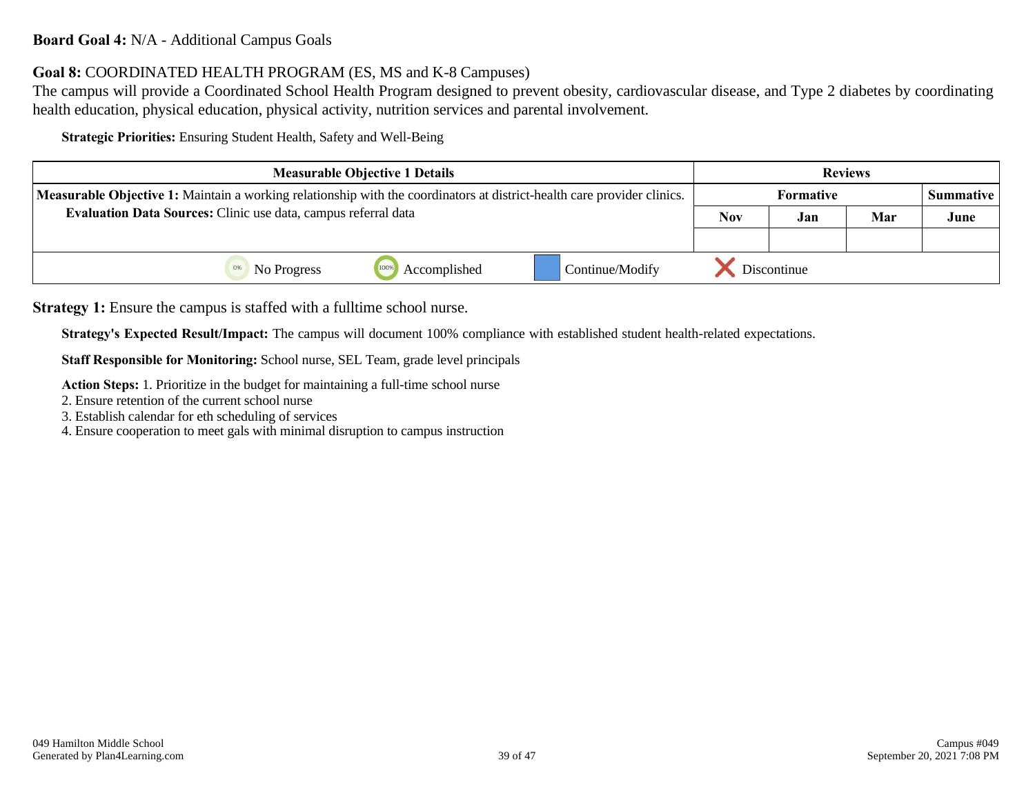**Board Goal 4:** N/A - Additional Campus Goals

**Goal 8:** COORDINATED HEALTH PROGRAM (ES, MS and K-8 Campuses)
The campus will provide a Coordinated School Health Program designed to prevent obesity, cardiovascular disease, and Type 2 diabetes by coordinating health education, physical education, physical activity, nutrition services and parental involvement.

**Strategic Priorities:** Ensuring Student Health, Safety and Well-Being

| Measurable Objective 1 Details | Reviews | | | |
|---|---|---|---|---|
| **Measurable Objective 1:** Maintain a working relationship with the coordinators at district-health care provider clinics. | Formative | | | Summative |
| **Evaluation Data Sources:** Clinic use data, campus referral data | Nov | Jan | Mar | June |
| | | | | |
| 0% No Progress · 100% Accomplished · Continue/Modify · Discontinue | | | | |

**Strategy 1:** Ensure the campus is staffed with a fulltime school nurse.

**Strategy's Expected Result/Impact:** The campus will document 100% compliance with established student health-related expectations.

**Staff Responsible for Monitoring:** School nurse, SEL Team, grade level principals

**Action Steps:** 1. Prioritize in the budget for maintaining a full-time school nurse
2. Ensure retention of the current school nurse
3. Establish calendar for eth scheduling of services
4. Ensure cooperation to meet gals with minimal disruption to campus instruction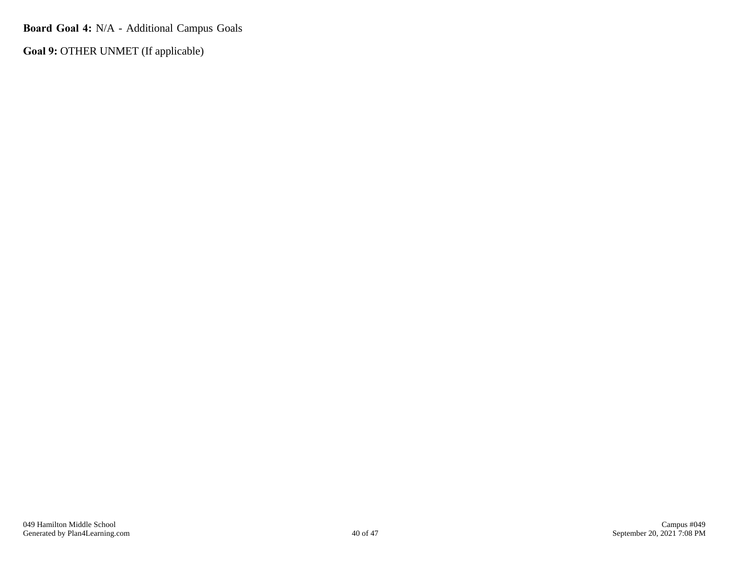**Board Goal 4:** N/A - Additional Campus Goals

**Goal 9:** OTHER UNMET (If applicable)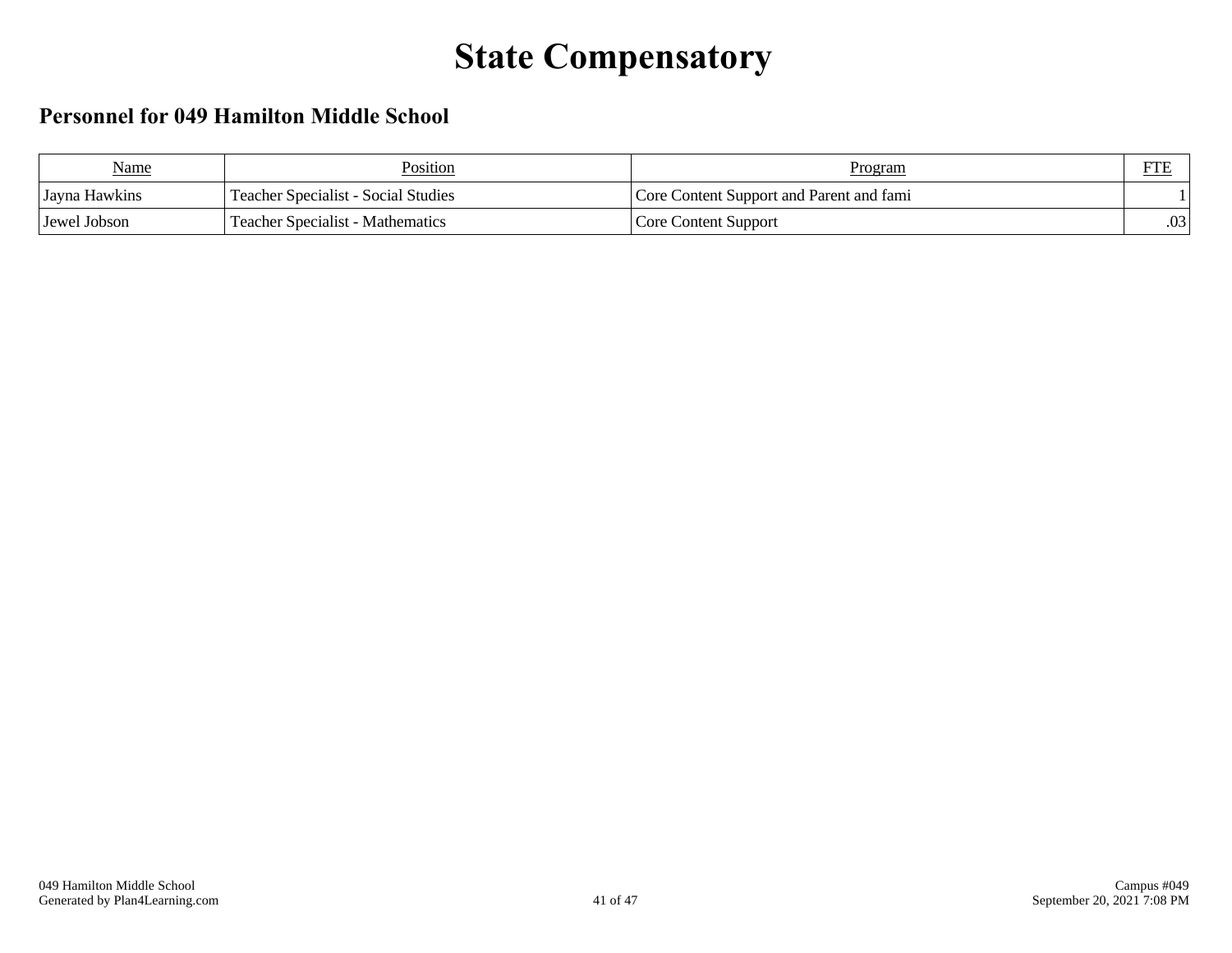# State Compensatory

## Personnel for 049 Hamilton Middle School

| Name | Position | Program | FTE |
|---|---|---|---|
| Jayna Hawkins | Teacher Specialist - Social Studies | Core Content Support and Parent and fami | 1 |
| Jewel Jobson | Teacher Specialist - Mathematics | Core Content Support | .03 |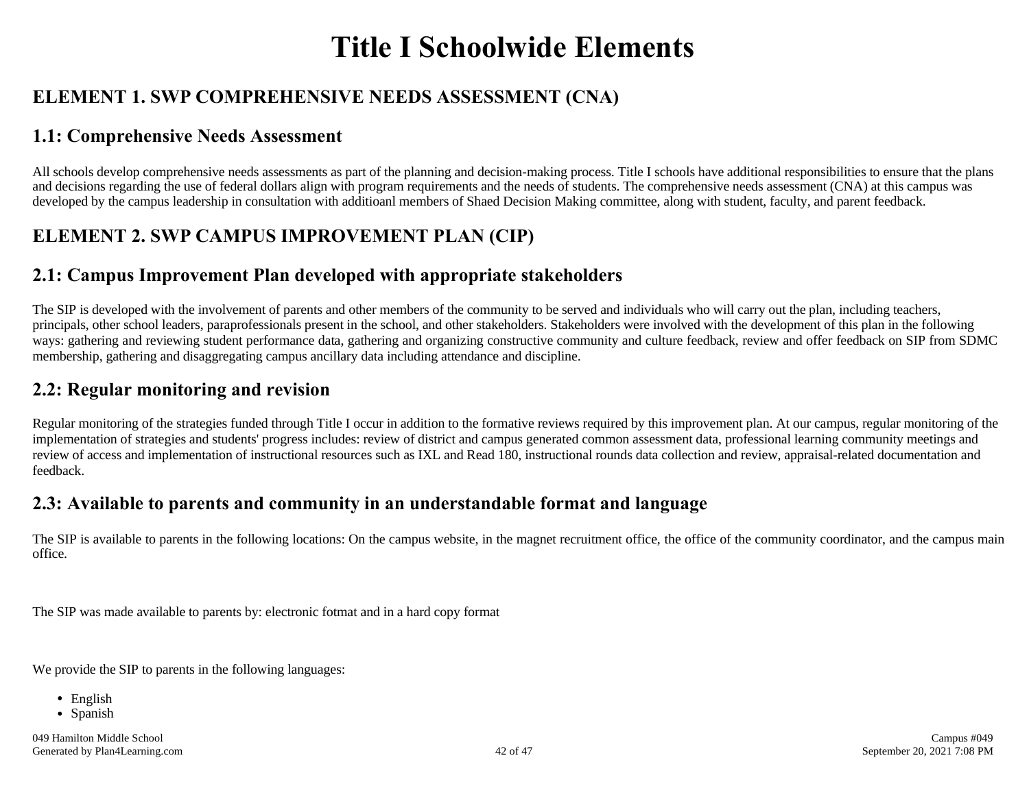# Title I Schoolwide Elements

## ELEMENT 1. SWP COMPREHENSIVE NEEDS ASSESSMENT (CNA)

## 1.1: Comprehensive Needs Assessment

All schools develop comprehensive needs assessments as part of the planning and decision-making process. Title I schools have additional responsibilities to ensure that the plans and decisions regarding the use of federal dollars align with program requirements and the needs of students. The comprehensive needs assessment (CNA) at this campus was developed by the campus leadership in consultation with additioanl members of Shaed Decision Making committee, along with student, faculty, and parent feedback.

## ELEMENT 2. SWP CAMPUS IMPROVEMENT PLAN (CIP)

## 2.1: Campus Improvement Plan developed with appropriate stakeholders

The SIP is developed with the involvement of parents and other members of the community to be served and individuals who will carry out the plan, including teachers, principals, other school leaders, paraprofessionals present in the school, and other stakeholders. Stakeholders were involved with the development of this plan in the following ways: gathering and reviewing student performance data, gathering and organizing constructive community and culture feedback, review and offer feedback on SIP from SDMC membership, gathering and disaggregating campus ancillary data including attendance and discipline.

## 2.2: Regular monitoring and revision

Regular monitoring of the strategies funded through Title I occur in addition to the formative reviews required by this improvement plan. At our campus, regular monitoring of the implementation of strategies and students' progress includes: review of district and campus generated common assessment data, professional learning community meetings and review of access and implementation of instructional resources such as IXL and Read 180, instructional rounds data collection and review, appraisal-related documentation and feedback.

## 2.3: Available to parents and community in an understandable format and language

The SIP is available to parents in the following locations: On the campus website, in the magnet recruitment office, the office of the community coordinator, and the campus main office.

The SIP was made available to parents by: electronic fotmat and in a hard copy format

We provide the SIP to parents in the following languages:

- English
- Spanish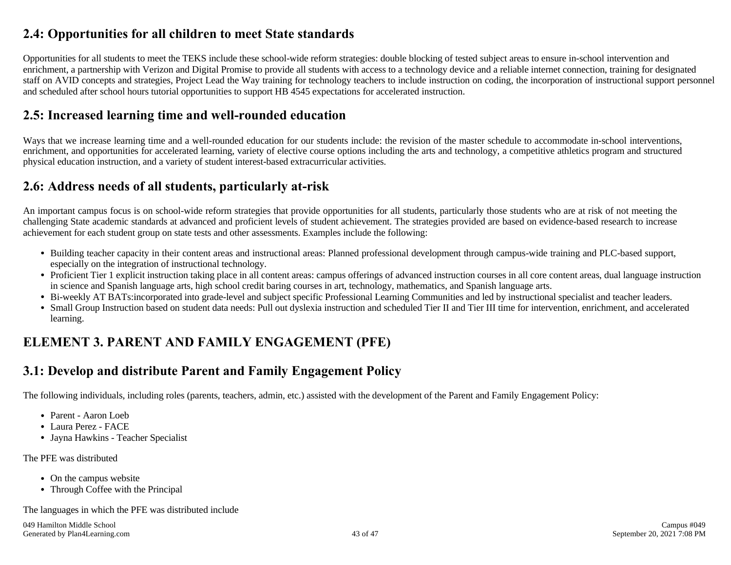## 2.4: Opportunities for all children to meet State standards

Opportunities for all students to meet the TEKS include these school-wide reform strategies: double blocking of tested subject areas to ensure in-school intervention and enrichment, a partnership with Verizon and Digital Promise to provide all students with access to a technology device and a reliable internet connection, training for designated staff on AVID concepts and strategies, Project Lead the Way training for technology teachers to include instruction on coding, the incorporation of instructional support personnel and scheduled after school hours tutorial opportunities to support HB 4545 expectations for accelerated instruction.

## 2.5: Increased learning time and well-rounded education

Ways that we increase learning time and a well-rounded education for our students include: the revision of the master schedule to accommodate in-school interventions, enrichment, and opportunities for accelerated learning, variety of elective course options including the arts and technology, a competitive athletics program and structured physical education instruction, and a variety of student interest-based extracurricular activities.

## 2.6: Address needs of all students, particularly at-risk

An important campus focus is on school-wide reform strategies that provide opportunities for all students, particularly those students who are at risk of not meeting the challenging State academic standards at advanced and proficient levels of student achievement. The strategies provided are based on evidence-based research to increase achievement for each student group on state tests and other assessments. Examples include the following:

- Building teacher capacity in their content areas and instructional areas: Planned professional development through campus-wide training and PLC-based support, especially on the integration of instructional technology.
- Proficient Tier 1 explicit instruction taking place in all content areas: campus offerings of advanced instruction courses in all core content areas, dual language instruction in science and Spanish language arts, high school credit baring courses in art, technology, mathematics, and Spanish language arts.
- Bi-weekly AT BATs:incorporated into grade-level and subject specific Professional Learning Communities and led by instructional specialist and teacher leaders.
- Small Group Instruction based on student data needs: Pull out dyslexia instruction and scheduled Tier II and Tier III time for intervention, enrichment, and accelerated learning.

# ELEMENT 3. PARENT AND FAMILY ENGAGEMENT (PFE)

## 3.1: Develop and distribute Parent and Family Engagement Policy

The following individuals, including roles (parents, teachers, admin, etc.) assisted with the development of the Parent and Family Engagement Policy:

- Parent - Aaron Loeb
- Laura Perez - FACE
- Jayna Hawkins - Teacher Specialist

The PFE was distributed

- On the campus website
- Through Coffee with the Principal

The languages in which the PFE was distributed include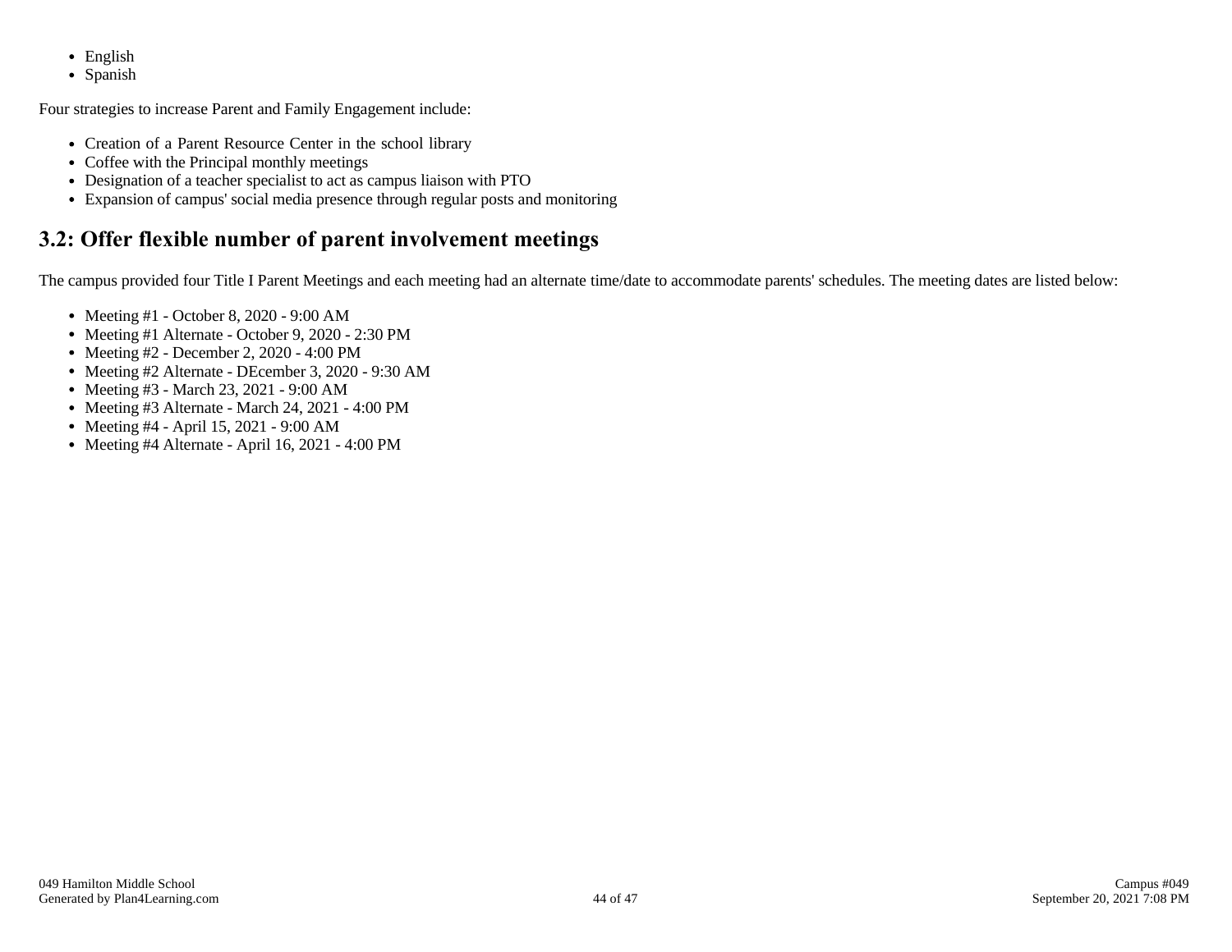- English
- Spanish

Four strategies to increase Parent and Family Engagement include:

- Creation of a Parent Resource Center in the school library
- Coffee with the Principal monthly meetings
- Designation of a teacher specialist to act as campus liaison with PTO
- Expansion of campus' social media presence through regular posts and monitoring

## 3.2: Offer flexible number of parent involvement meetings

The campus provided four Title I Parent Meetings and each meeting had an alternate time/date to accommodate parents' schedules. The meeting dates are listed below:

- Meeting #1 - October 8, 2020 - 9:00 AM
- Meeting #1 Alternate - October 9, 2020 - 2:30 PM
- Meeting #2 - December 2, 2020 - 4:00 PM
- Meeting #2 Alternate - DEcember 3, 2020 - 9:30 AM
- Meeting #3 - March 23, 2021 - 9:00 AM
- Meeting #3 Alternate - March 24, 2021 - 4:00 PM
- Meeting #4 - April 15, 2021 - 9:00 AM
- Meeting #4 Alternate - April 16, 2021 - 4:00 PM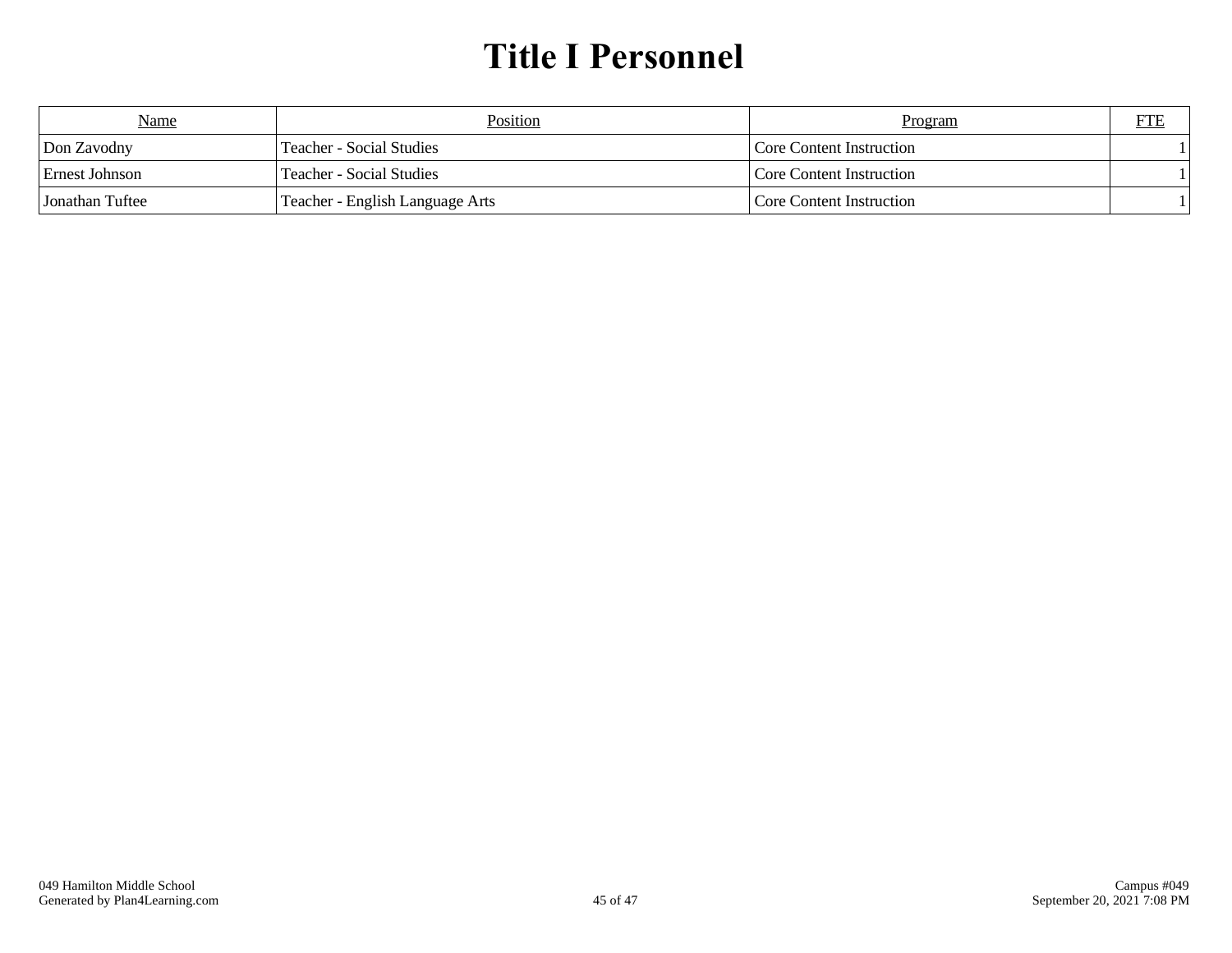# Title I Personnel

| Name | Position | Program | FTE |
|---|---|---|---|
| Don Zavodny | Teacher - Social Studies | Core Content Instruction | 1 |
| Ernest Johnson | Teacher - Social Studies | Core Content Instruction | 1 |
| Jonathan Tuftee | Teacher - English Language Arts | Core Content Instruction | 1 |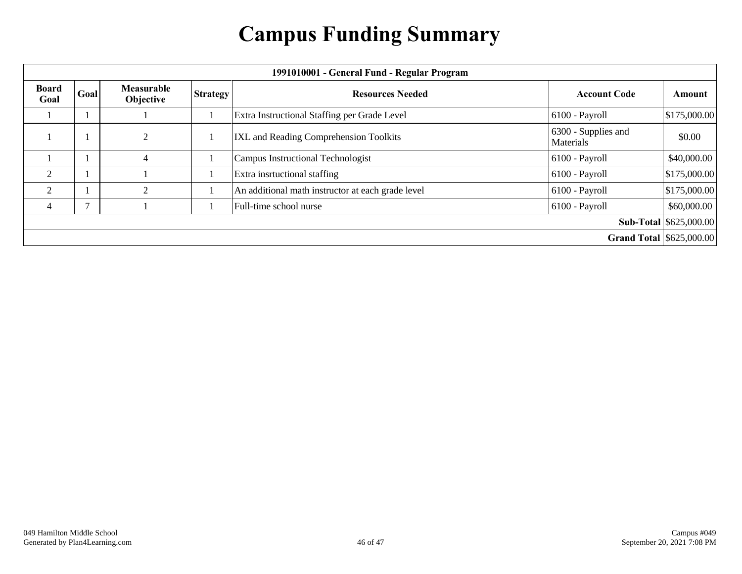# Campus Funding Summary

| 1991010001 - General Fund - Regular Program | | | | | | |
|---|---|---|---|---|---|---|
| **Board Goal** | **Goal** | **Measurable Objective** | **Strategy** | **Resources Needed** | **Account Code** | **Amount** |
| 1 | 1 | 1 | 1 | Extra Instructional Staffing per Grade Level | 6100 - Payroll | $175,000.00 |
| 1 | 1 | 2 | 1 | IXL and Reading Comprehension Toolkits | 6300 - Supplies and Materials | $0.00 |
| 1 | 1 | 4 | 1 | Campus Instructional Technologist | 6100 - Payroll | $40,000.00 |
| 2 | 1 | 1 | 1 | Extra insrtuctional staffing | 6100 - Payroll | $175,000.00 |
| 2 | 1 | 2 | 1 | An additional math instructor at each grade level | 6100 - Payroll | $175,000.00 |
| 4 | 7 | 1 | 1 | Full-time school nurse | 6100 - Payroll | $60,000.00 |
| | | | | | **Sub-Total** | $625,000.00 |
| | | | | | **Grand Total** | $625,000.00 |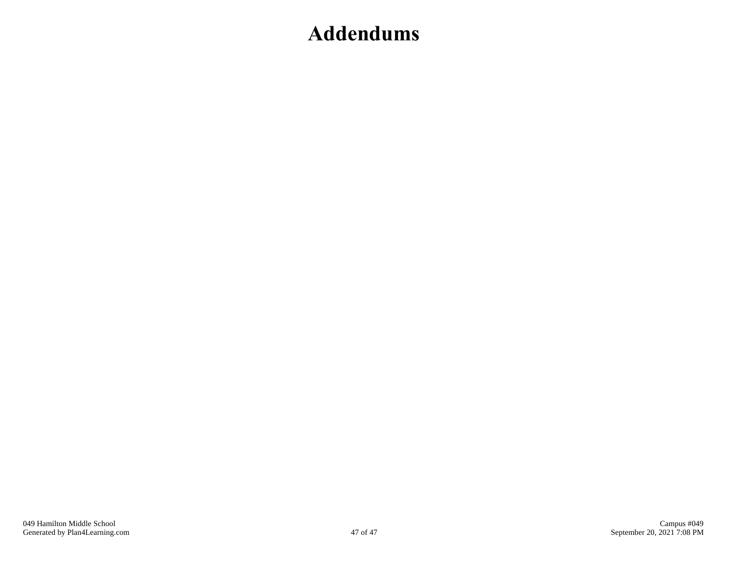# Addendums